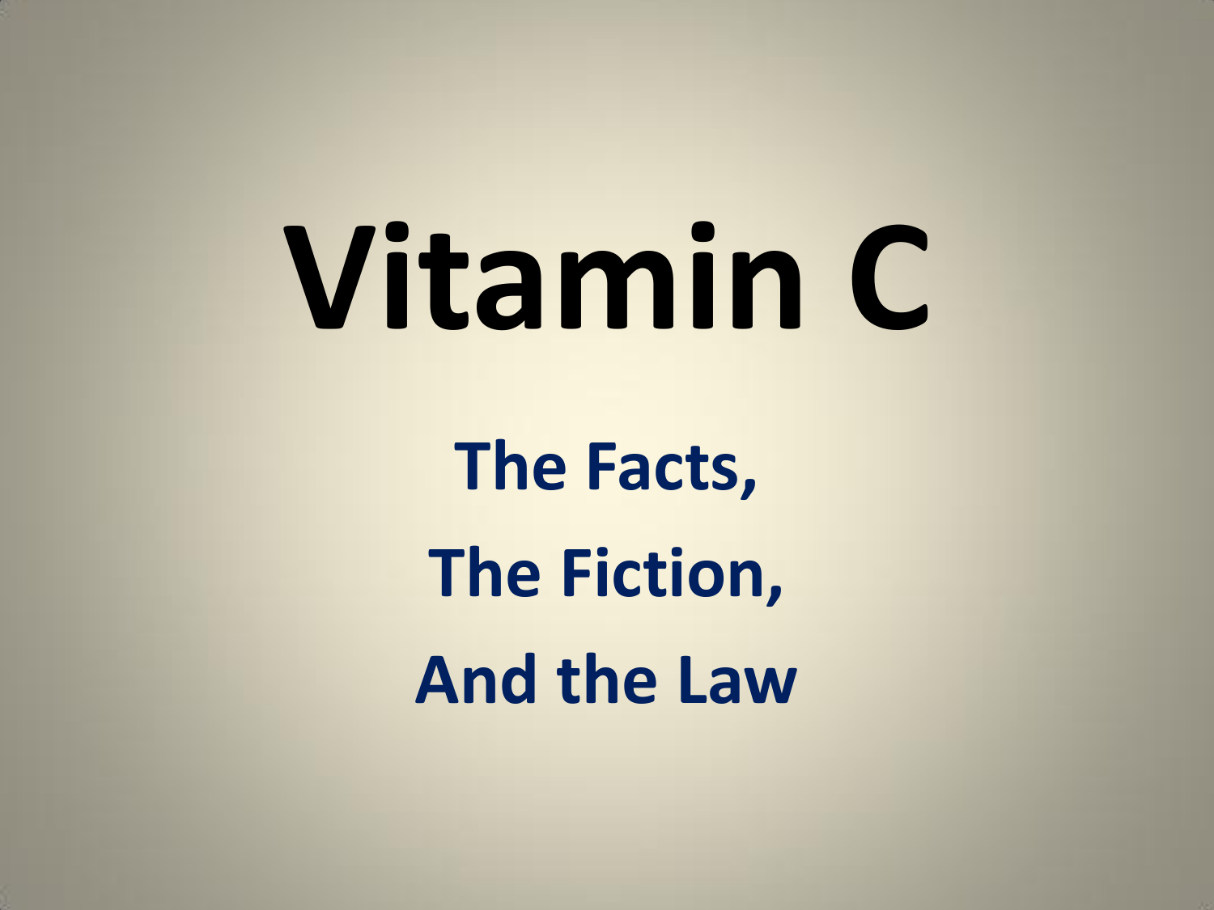# Vitamin C

## The Facts,

## The Fiction,

## And the Law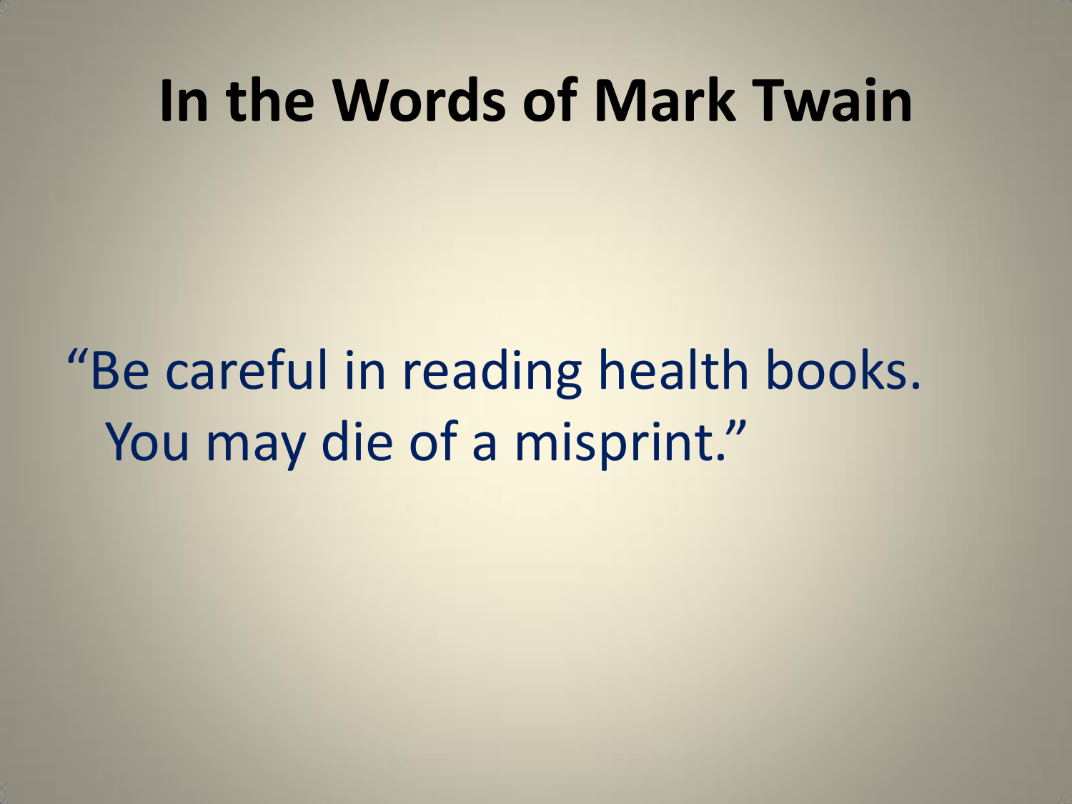# In the Words of Mark Twain

"Be careful in reading health books. You may die of a misprint."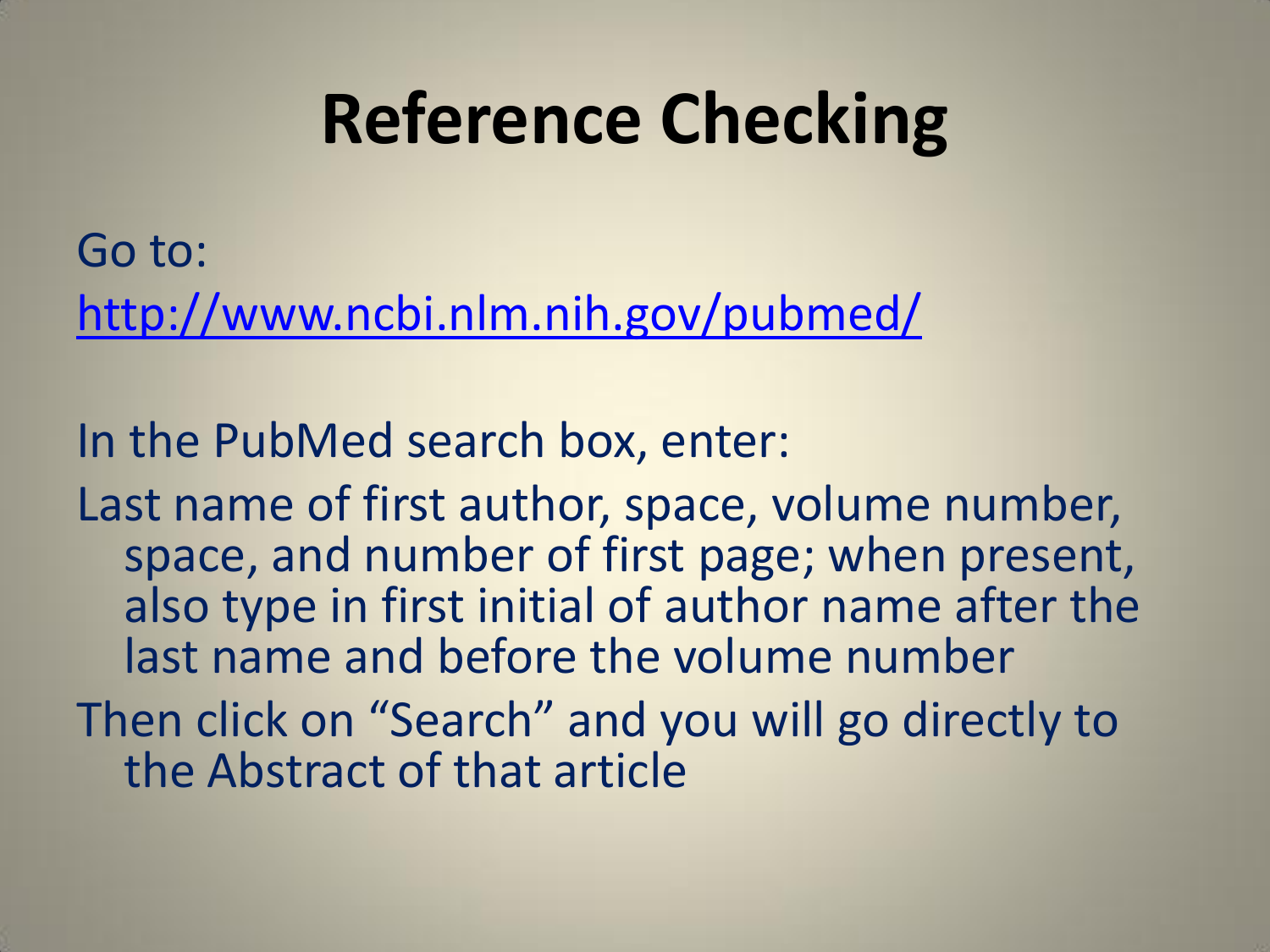# Reference Checking

Go to:

http://www.ncbi.nlm.nih.gov/pubmed/

In the PubMed search box, enter:

Last name of first author, space, volume number, space, and number of first page; when present, also type in first initial of author name after the last name and before the volume number

Then click on "Search" and you will go directly to the Abstract of that article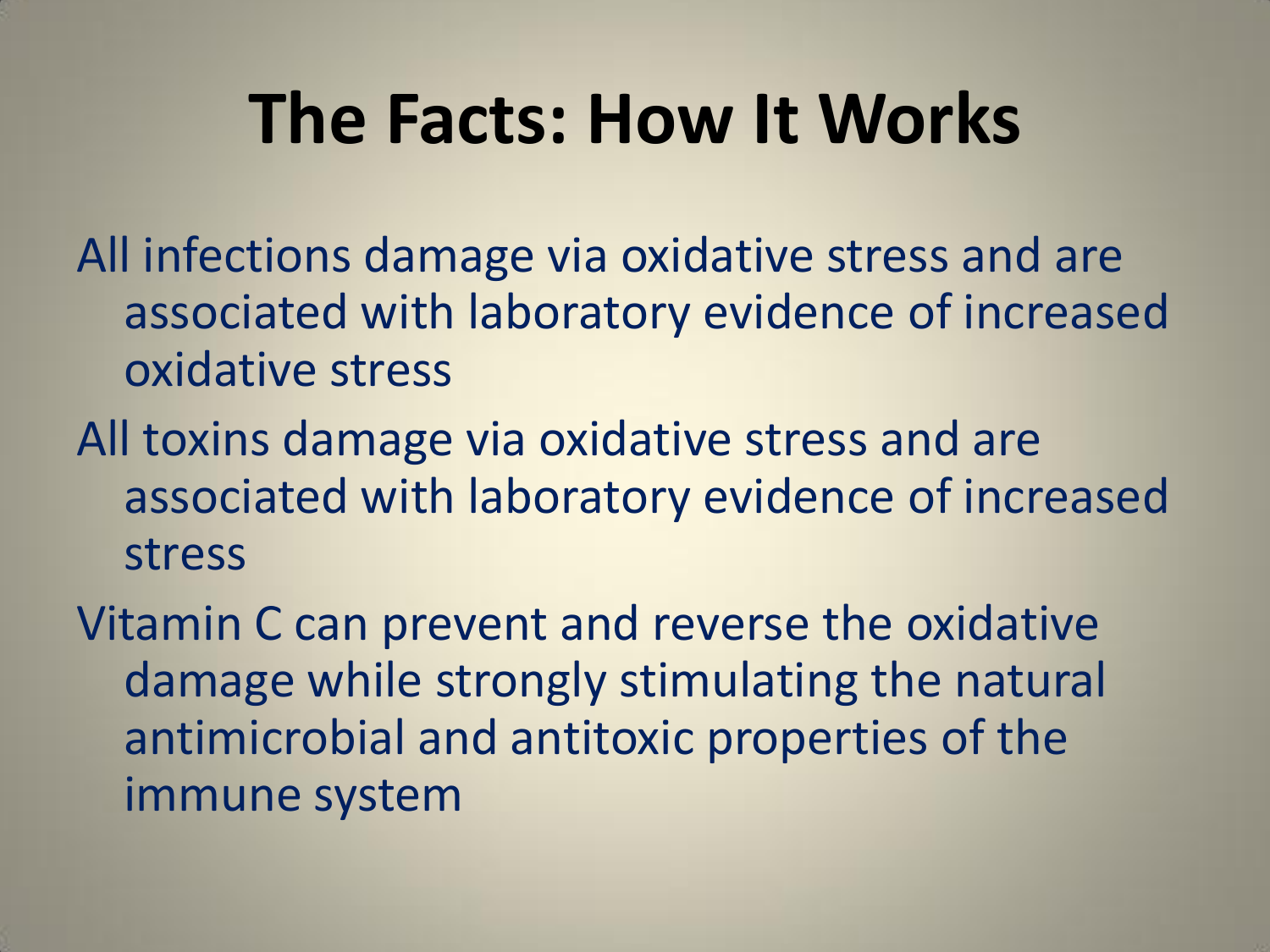# The Facts: How It Works

All infections damage via oxidative stress and are associated with laboratory evidence of increased oxidative stress

All toxins damage via oxidative stress and are associated with laboratory evidence of increased stress

Vitamin C can prevent and reverse the oxidative damage while strongly stimulating the natural antimicrobial and antitoxic properties of the immune system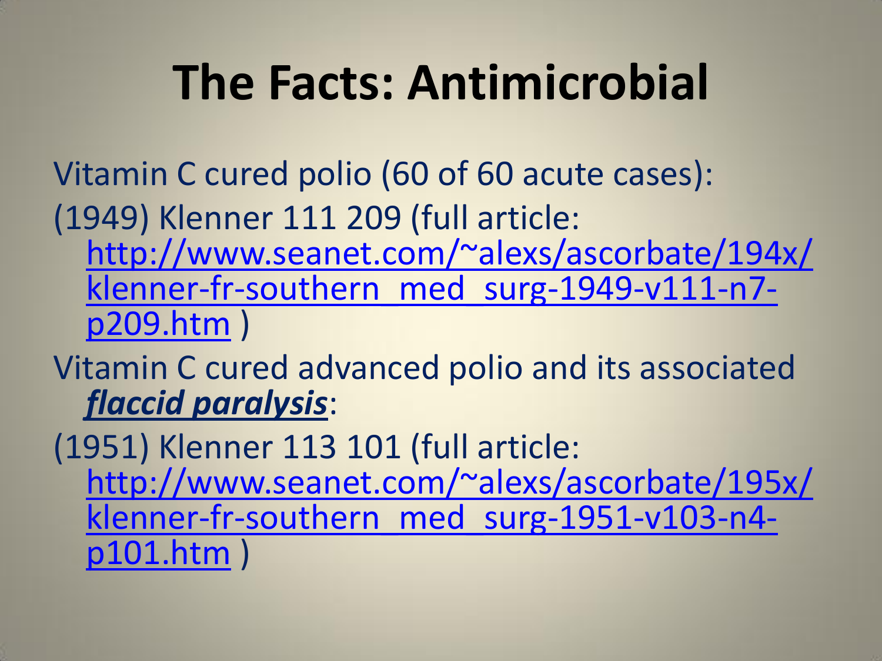# The Facts: Antimicrobial

Vitamin C cured polio (60 of 60 acute cases):

(1949) Klenner 111 209 (full article: [http://www.seanet.com/~alexs/ascorbate/194x/klenner-fr-southern_med_surg-1949-v111-n7-p209.htm](http://www.seanet.com/~alexs/ascorbate/194x/klenner-fr-southern_med_surg-1949-v111-n7-p209.htm) )

Vitamin C cured advanced polio and its associated ***flaccid paralysis***:

(1951) Klenner 113 101 (full article: [http://www.seanet.com/~alexs/ascorbate/195x/klenner-fr-southern_med_surg-1951-v103-n4-p101.htm](http://www.seanet.com/~alexs/ascorbate/195x/klenner-fr-southern_med_surg-1951-v103-n4-p101.htm) )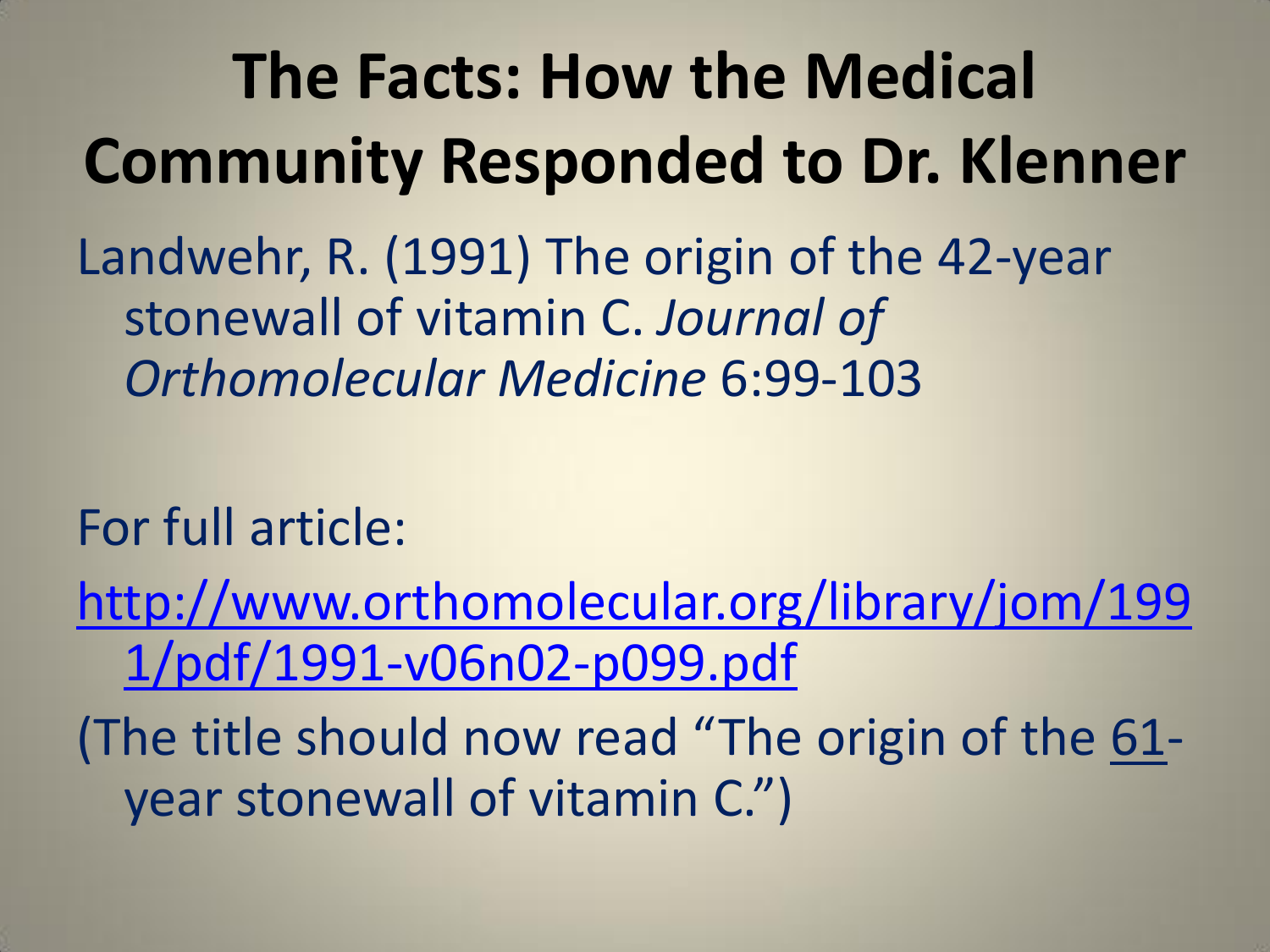# The Facts: How the Medical Community Responded to Dr. Klenner

Landwehr, R. (1991) The origin of the 42-year stonewall of vitamin C. *Journal of Orthomolecular Medicine* 6:99-103

For full article:

http://www.orthomolecular.org/library/jom/1991/pdf/1991-v06n02-p099.pdf

(The title should now read "The origin of the 61-year stonewall of vitamin C.")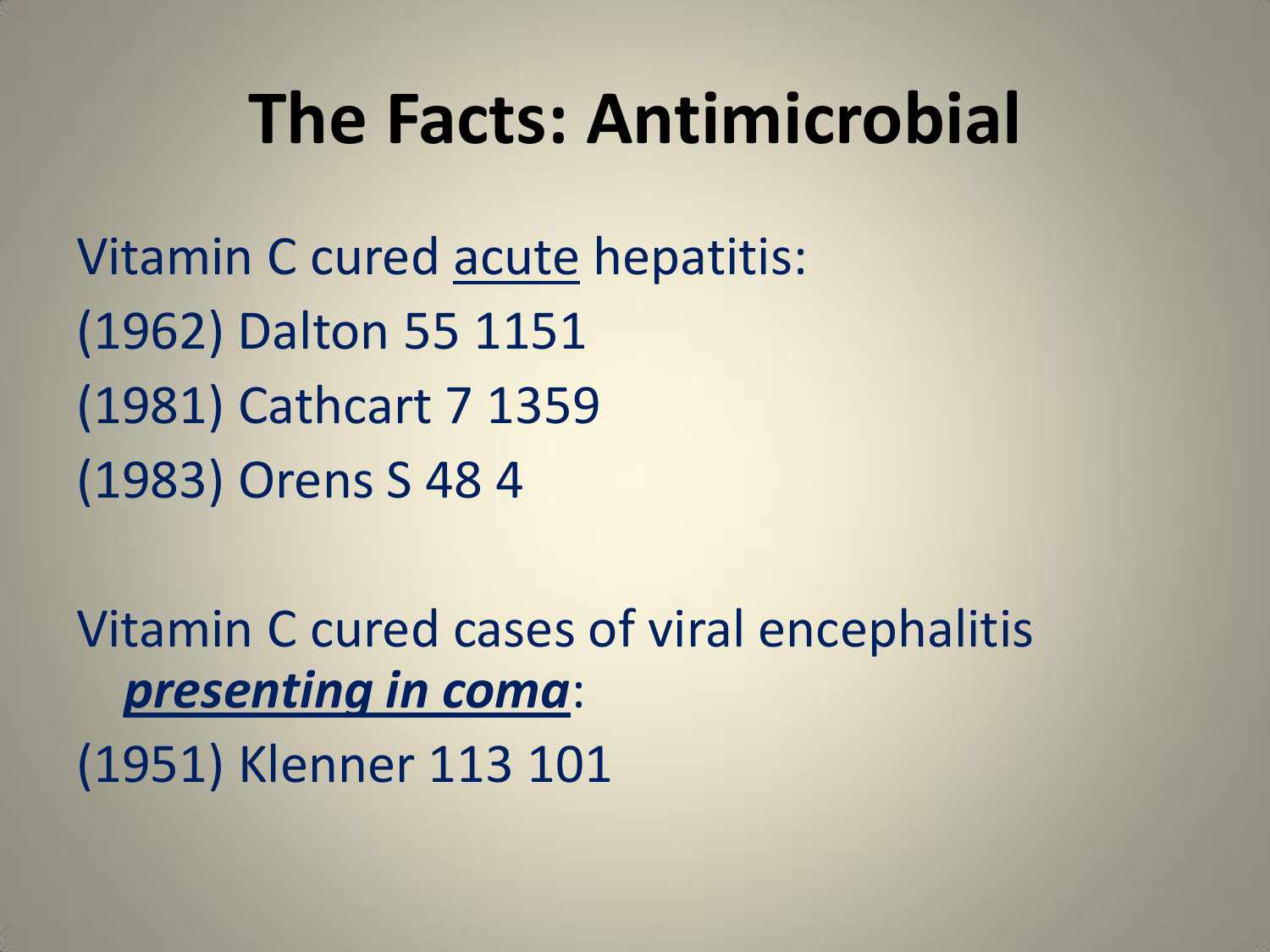# The Facts: Antimicrobial

Vitamin C cured <u>acute</u> hepatitis:

(1962) Dalton 55 1151

(1981) Cathcart 7 1359

(1983) Orens S 48 4

Vitamin C cured cases of viral encephalitis ***<u>presenting in coma</u>***:

(1951) Klenner 113 101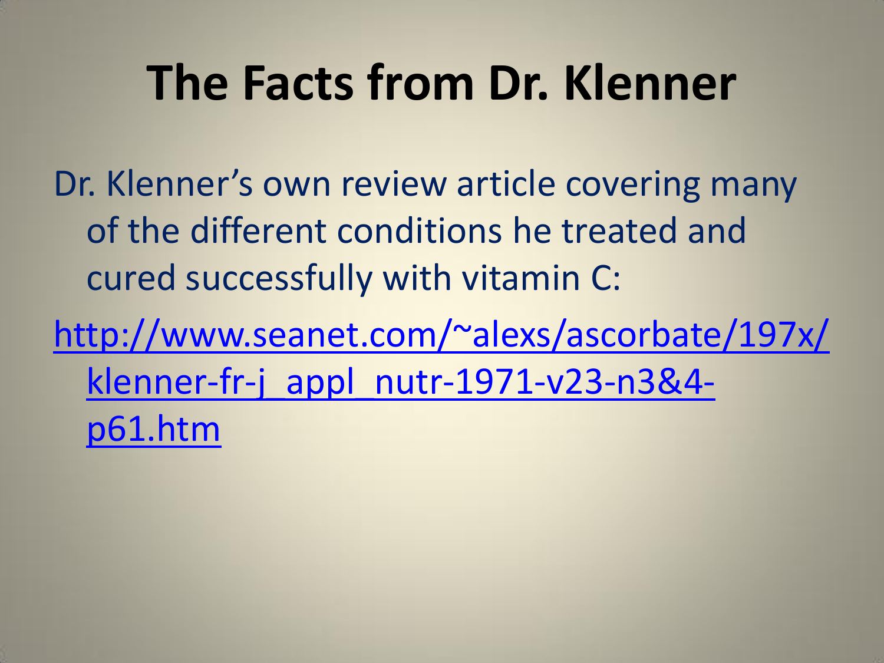# The Facts from Dr. Klenner

Dr. Klenner's own review article covering many of the different conditions he treated and cured successfully with vitamin C:

http://www.seanet.com/~alexs/ascorbate/197x/klenner-fr-j_appl_nutr-1971-v23-n3&4-p61.htm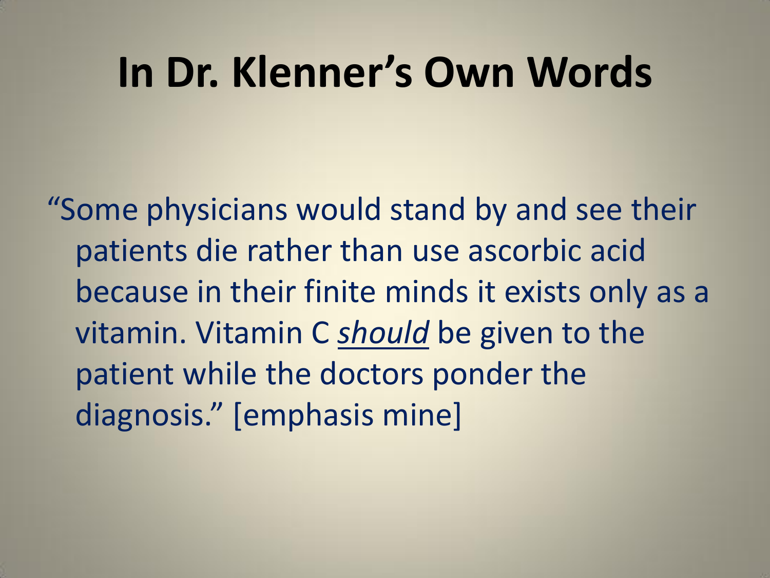# In Dr. Klenner's Own Words

"Some physicians would stand by and see their patients die rather than use ascorbic acid because in their finite minds it exists only as a vitamin. Vitamin C <u>*should*</u> be given to the patient while the doctors ponder the diagnosis." [emphasis mine]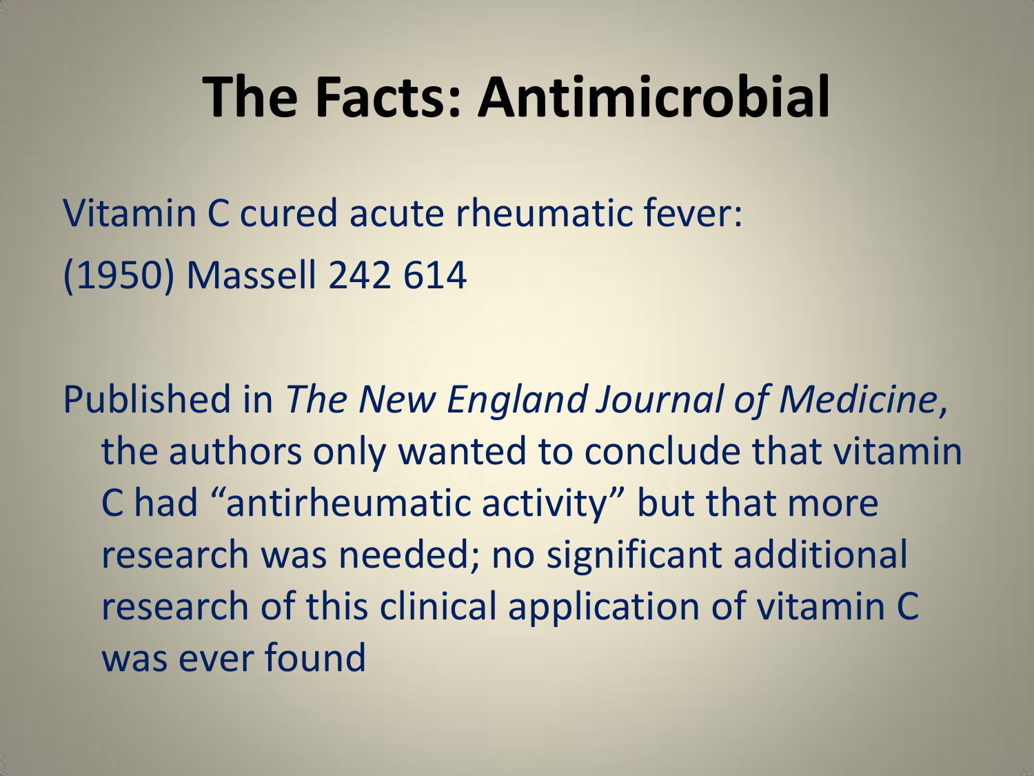# The Facts: Antimicrobial

Vitamin C cured acute rheumatic fever:
(1950) Massell 242 614

Published in *The New England Journal of Medicine*, the authors only wanted to conclude that vitamin C had "antirheumatic activity" but that more research was needed; no significant additional research of this clinical application of vitamin C was ever found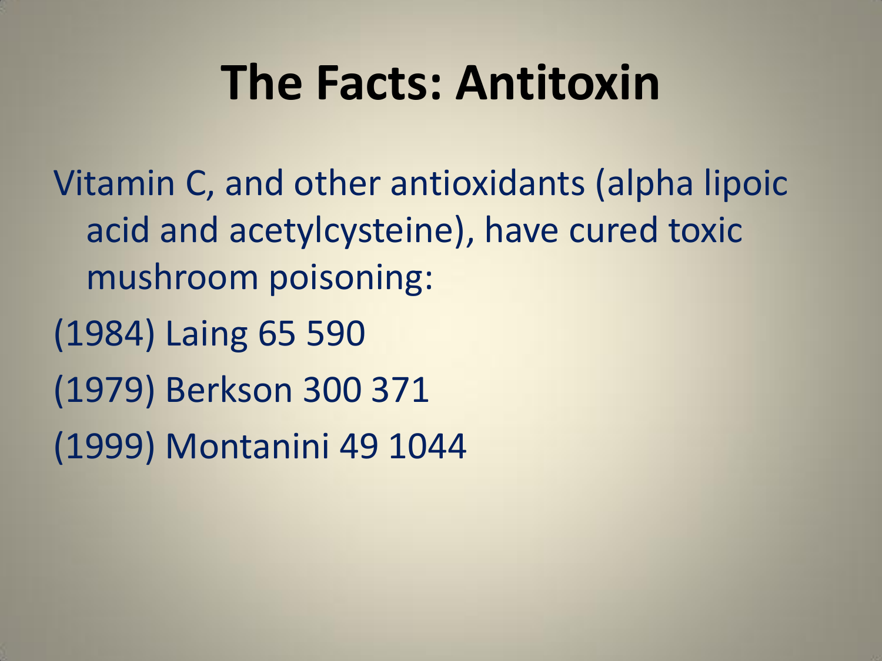# The Facts: Antitoxin

Vitamin C, and other antioxidants (alpha lipoic acid and acetylcysteine), have cured toxic mushroom poisoning:

(1984) Laing 65 590

(1979) Berkson 300 371

(1999) Montanini 49 1044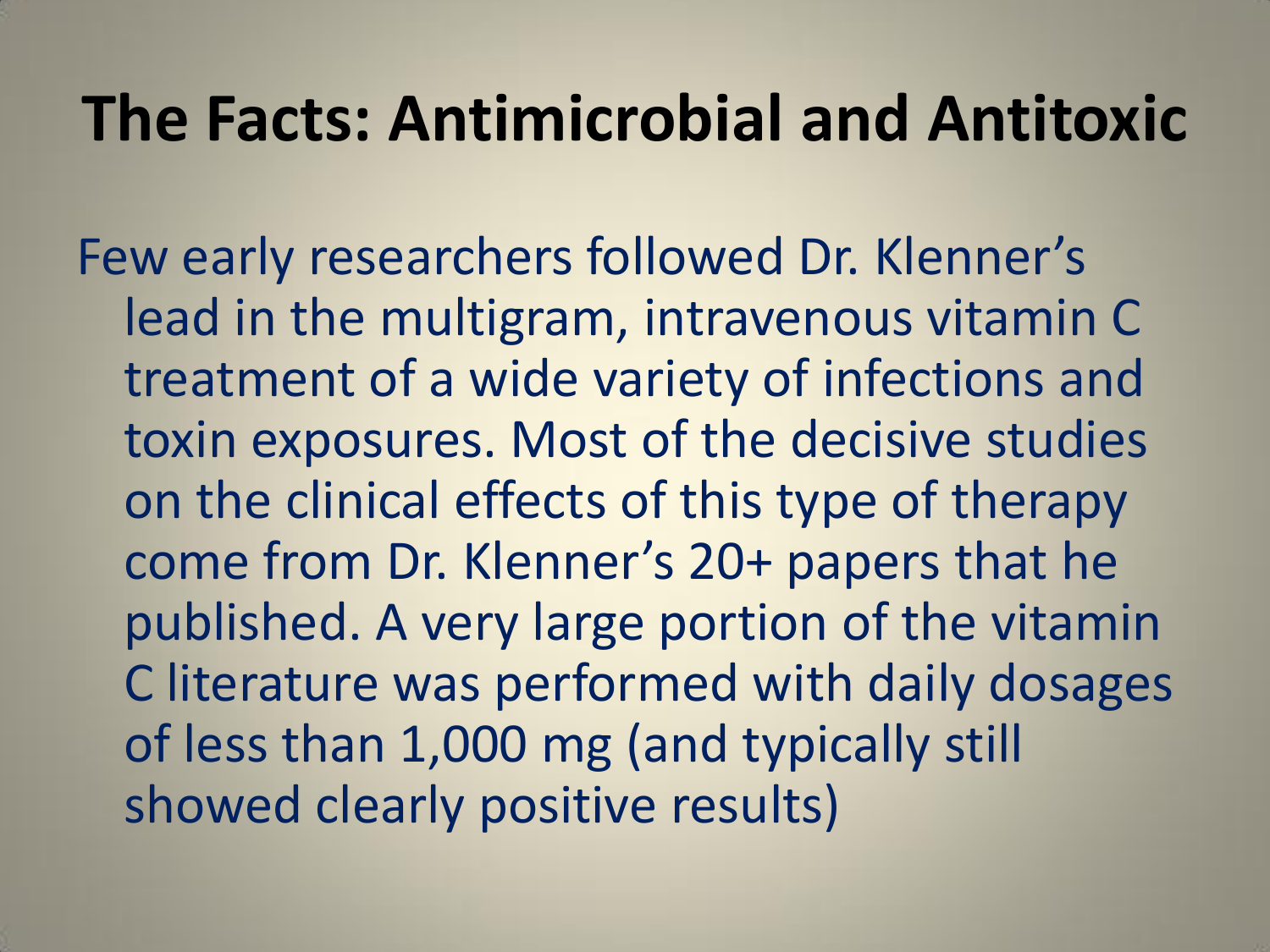# The Facts: Antimicrobial and Antitoxic

Few early researchers followed Dr. Klenner's lead in the multigram, intravenous vitamin C treatment of a wide variety of infections and toxin exposures. Most of the decisive studies on the clinical effects of this type of therapy come from Dr. Klenner's 20+ papers that he published. A very large portion of the vitamin C literature was performed with daily dosages of less than 1,000 mg (and typically still showed clearly positive results)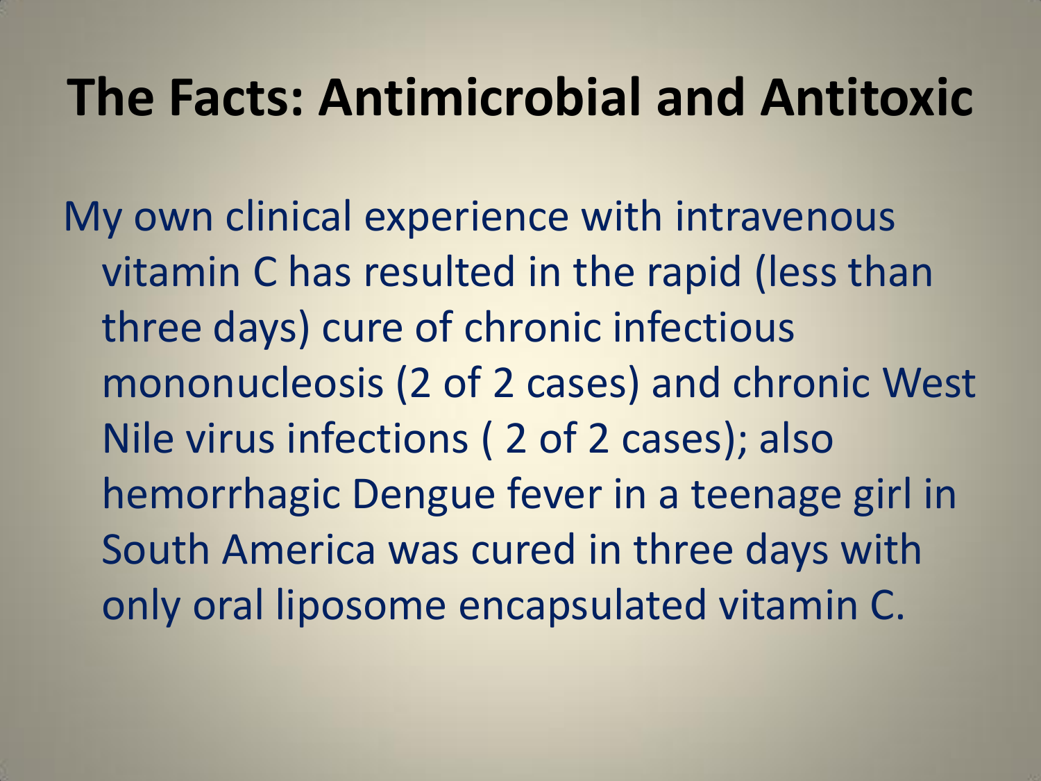# The Facts: Antimicrobial and Antitoxic

My own clinical experience with intravenous vitamin C has resulted in the rapid (less than three days) cure of chronic infectious mononucleosis (2 of 2 cases) and chronic West Nile virus infections ( 2 of 2 cases); also hemorrhagic Dengue fever in a teenage girl in South America was cured in three days with only oral liposome encapsulated vitamin C.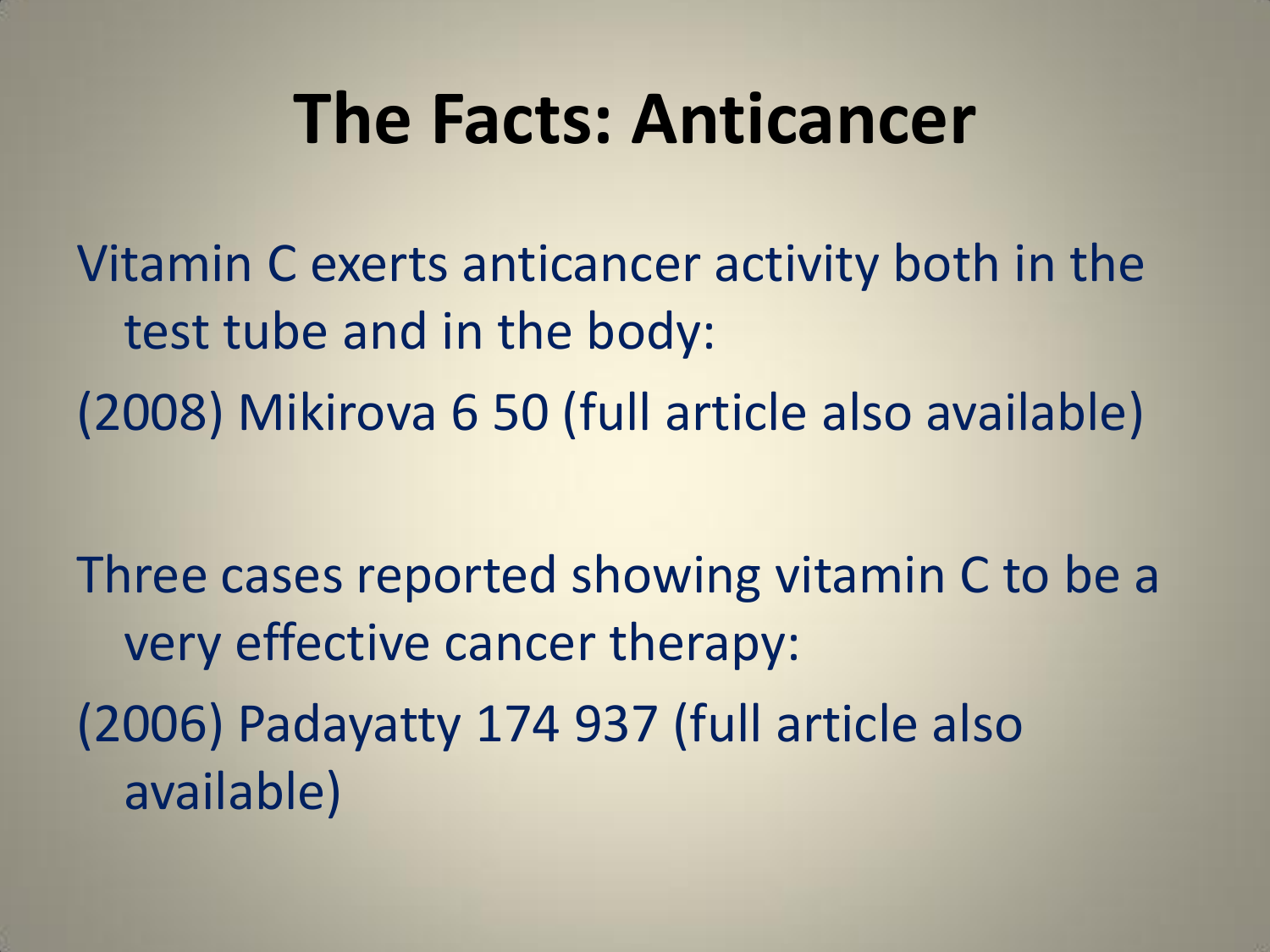# The Facts: Anticancer

Vitamin C exerts anticancer activity both in the test tube and in the body:

(2008) Mikirova 6 50 (full article also available)

Three cases reported showing vitamin C to be a very effective cancer therapy:

(2006) Padayatty 174 937 (full article also available)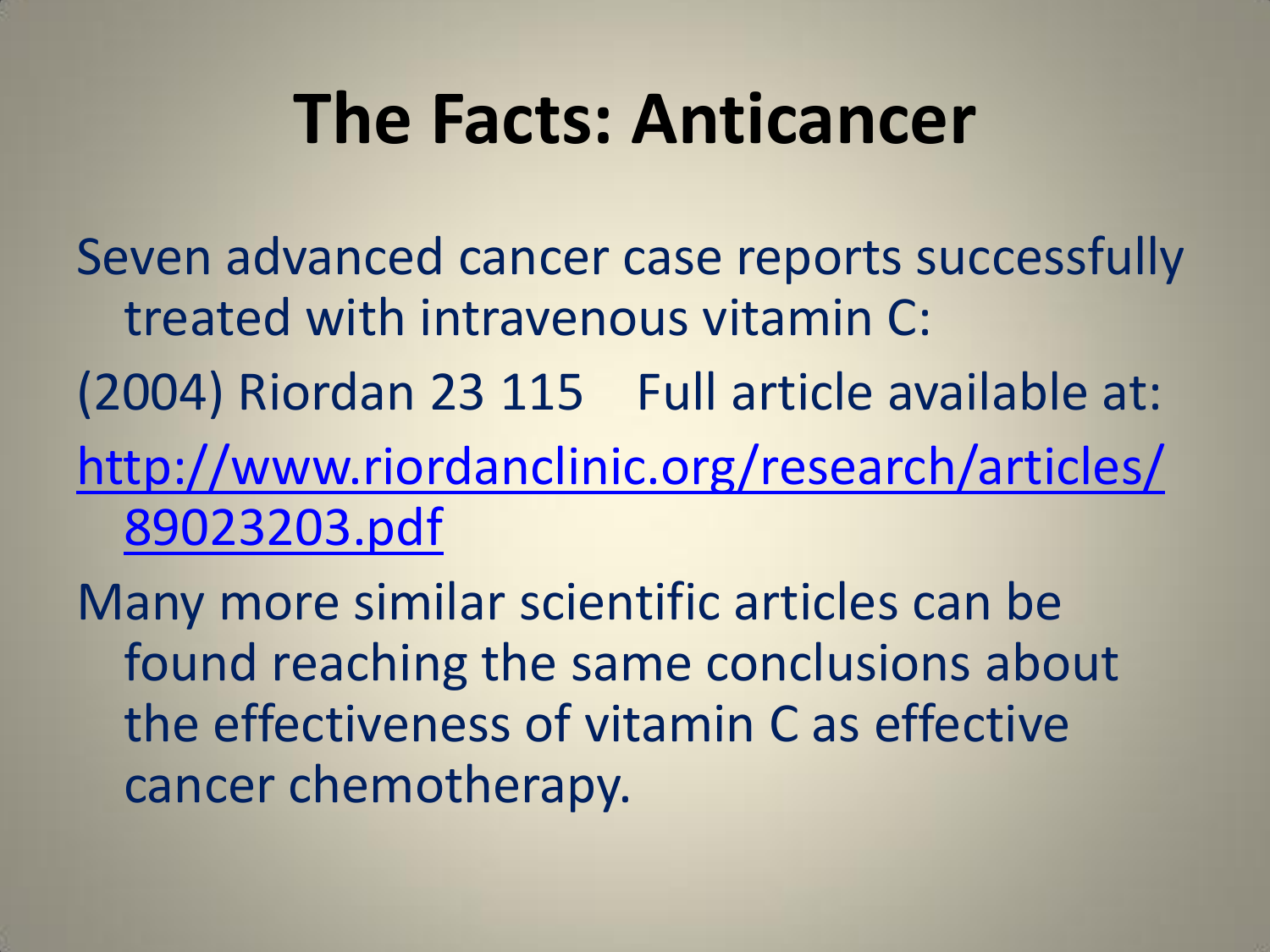# The Facts: Anticancer

Seven advanced cancer case reports successfully treated with intravenous vitamin C:

(2004) Riordan 23 115    Full article available at:

http://www.riordanclinic.org/research/articles/89023203.pdf

Many more similar scientific articles can be found reaching the same conclusions about the effectiveness of vitamin C as effective cancer chemotherapy.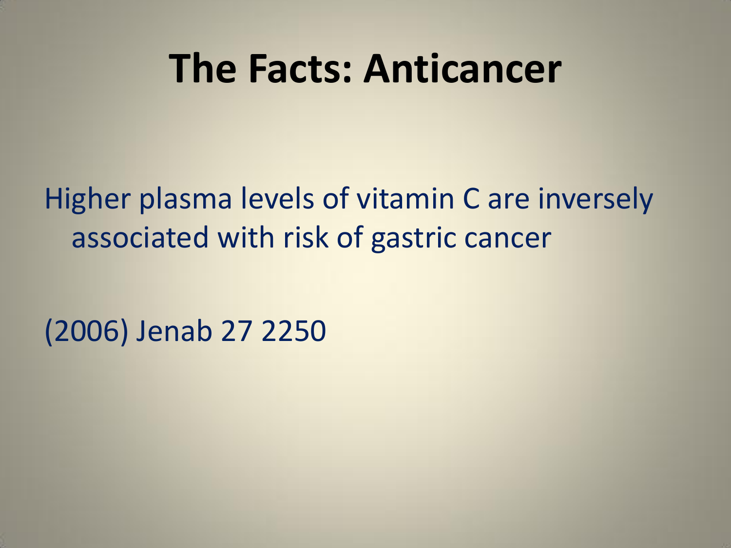# The Facts: Anticancer

Higher plasma levels of vitamin C are inversely associated with risk of gastric cancer

(2006) Jenab 27 2250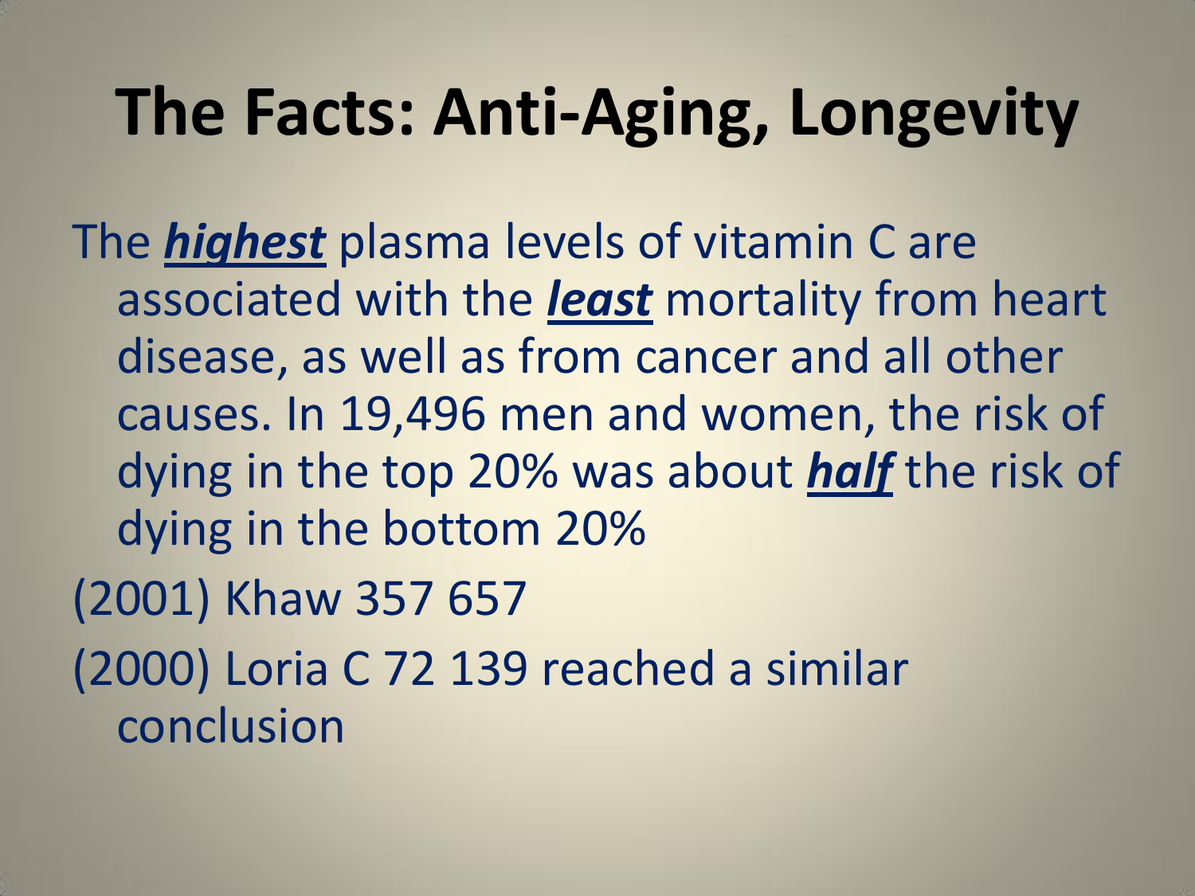# The Facts: Anti-Aging, Longevity

The ***highest*** plasma levels of vitamin C are associated with the ***least*** mortality from heart disease, as well as from cancer and all other causes. In 19,496 men and women, the risk of dying in the top 20% was about ***half*** the risk of dying in the bottom 20%

(2001) Khaw 357 657

(2000) Loria C 72 139 reached a similar conclusion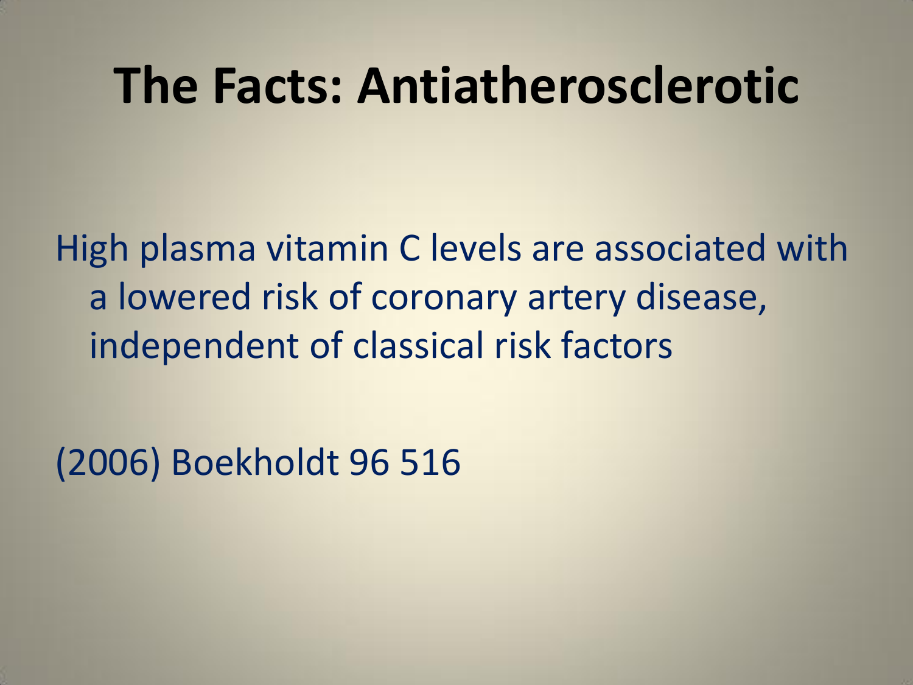# The Facts: Antiatherosclerotic

High plasma vitamin C levels are associated with a lowered risk of coronary artery disease, independent of classical risk factors

(2006) Boekholdt 96 516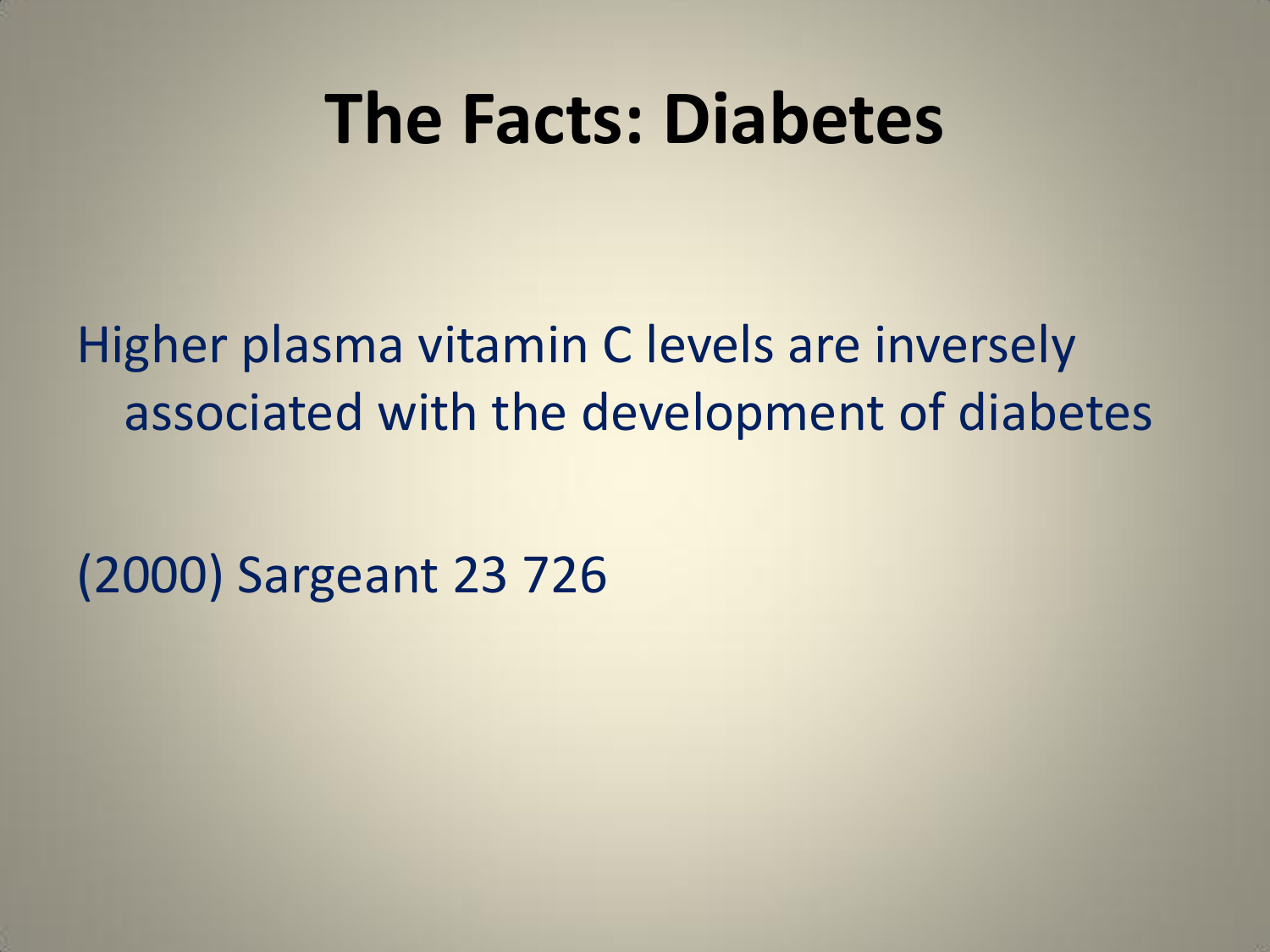# The Facts: Diabetes

Higher plasma vitamin C levels are inversely associated with the development of diabetes

(2000) Sargeant 23 726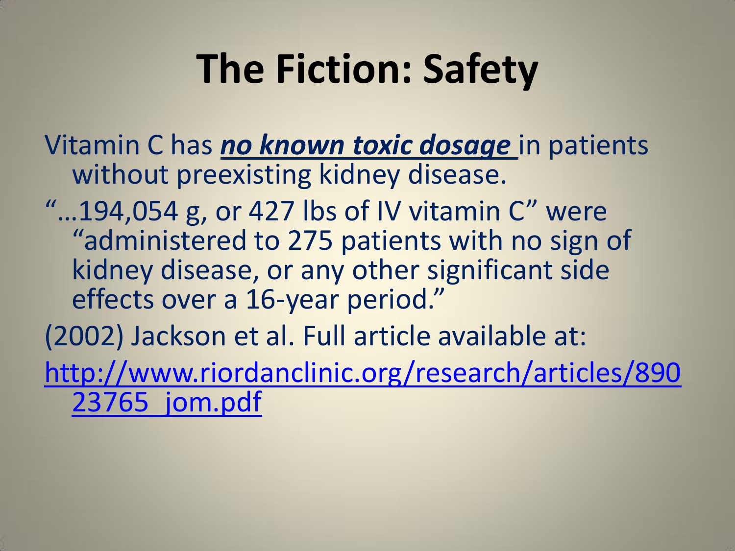# The Fiction: Safety

Vitamin C has ***no known toxic dosage*** in patients without preexisting kidney disease.

"…194,054 g, or 427 lbs of IV vitamin C" were "administered to 275 patients with no sign of kidney disease, or any other significant side effects over a 16-year period."

(2002) Jackson et al. Full article available at:

http://www.riordanclinic.org/research/articles/89023765_jom.pdf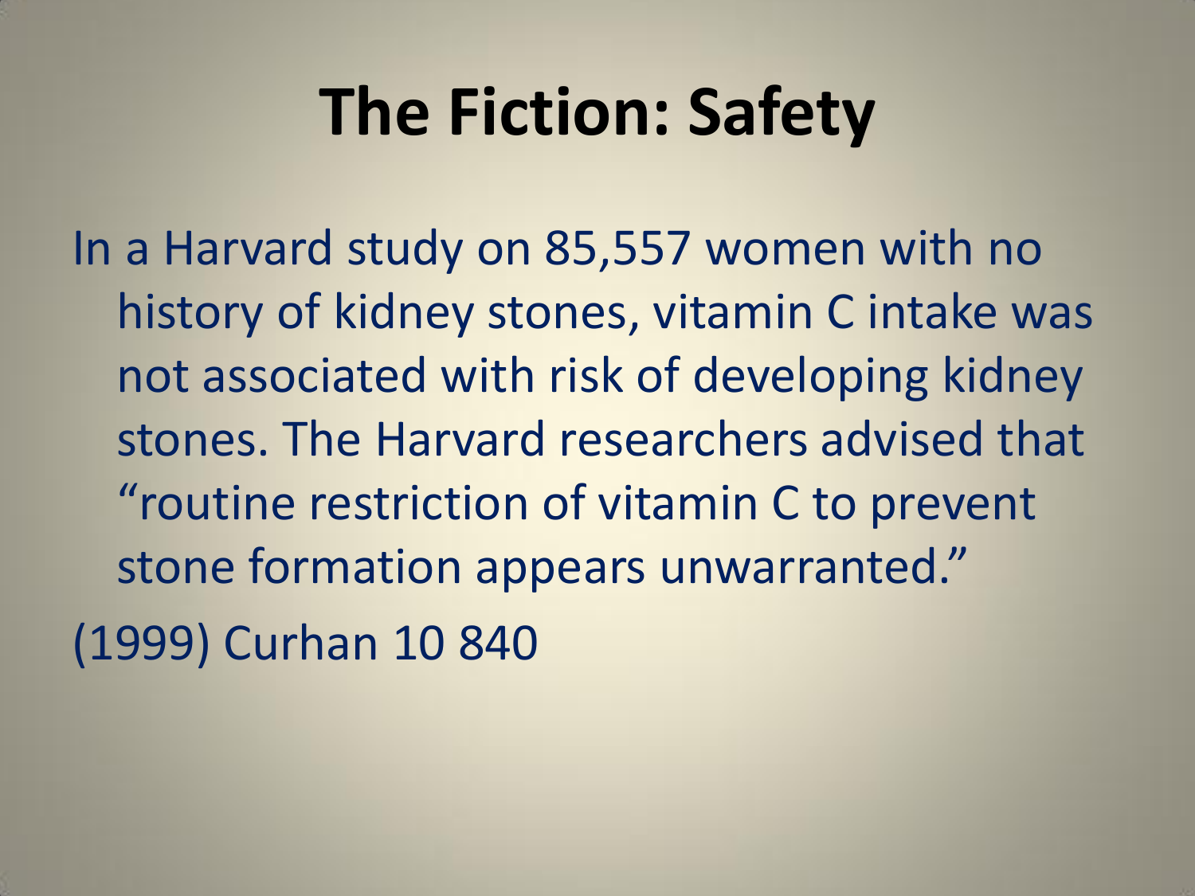# The Fiction: Safety

In a Harvard study on 85,557 women with no history of kidney stones, vitamin C intake was not associated with risk of developing kidney stones. The Harvard researchers advised that "routine restriction of vitamin C to prevent stone formation appears unwarranted."

(1999) Curhan 10 840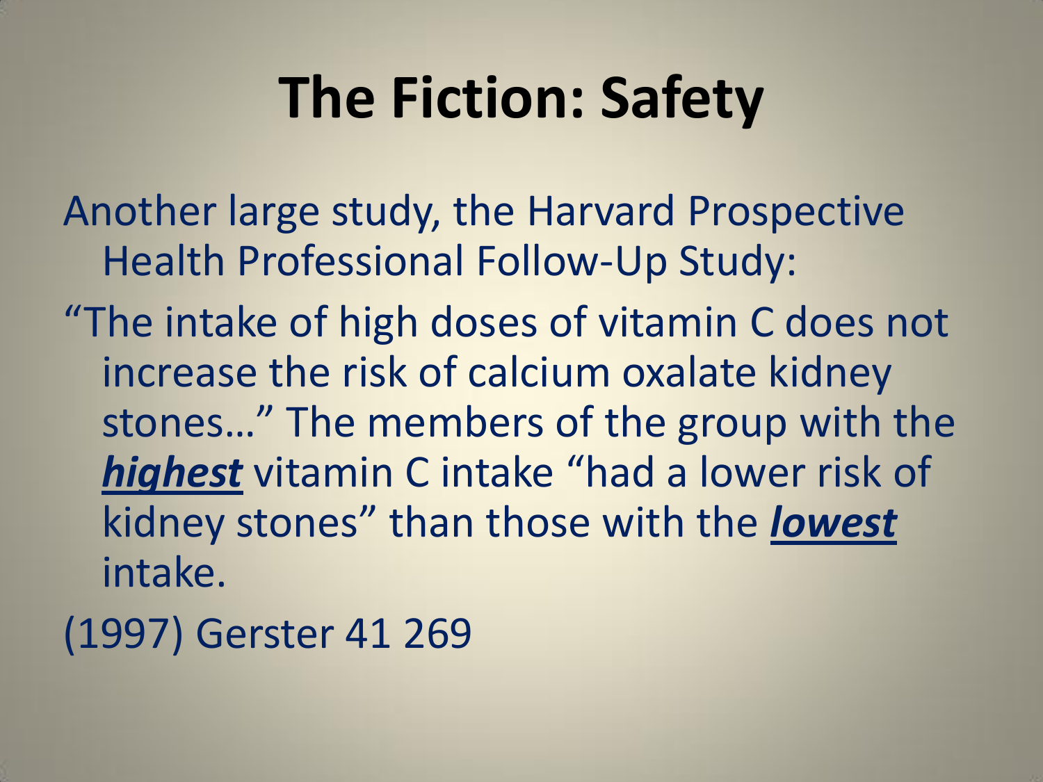# The Fiction: Safety

Another large study, the Harvard Prospective Health Professional Follow-Up Study:

"The intake of high doses of vitamin C does not increase the risk of calcium oxalate kidney stones…" The members of the group with the ***highest*** vitamin C intake "had a lower risk of kidney stones" than those with the ***lowest*** intake.

(1997) Gerster 41 269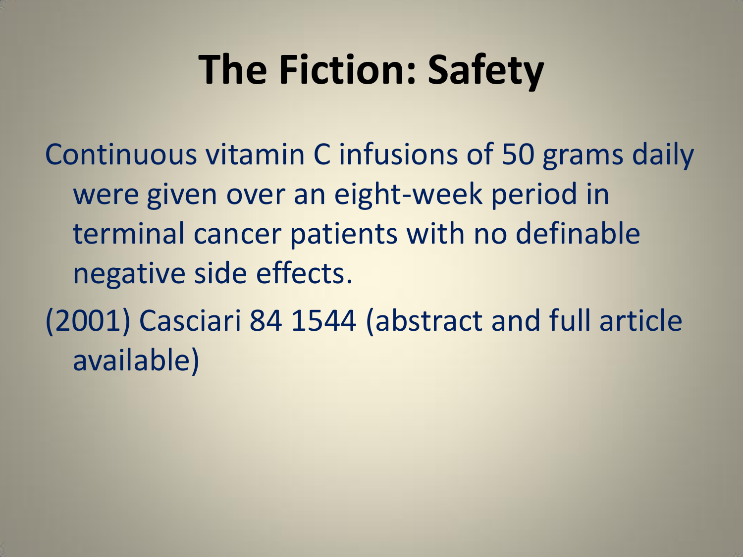# The Fiction: Safety

Continuous vitamin C infusions of 50 grams daily were given over an eight-week period in terminal cancer patients with no definable negative side effects.

(2001) Casciari 84 1544 (abstract and full article available)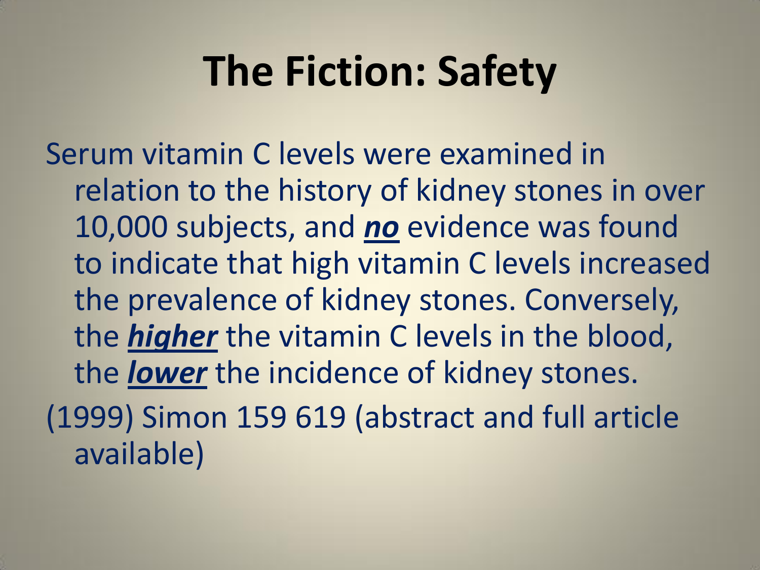# The Fiction: Safety

Serum vitamin C levels were examined in relation to the history of kidney stones in over 10,000 subjects, and ***no*** evidence was found to indicate that high vitamin C levels increased the prevalence of kidney stones. Conversely, the ***higher*** the vitamin C levels in the blood, the ***lower*** the incidence of kidney stones.

(1999) Simon 159 619 (abstract and full article available)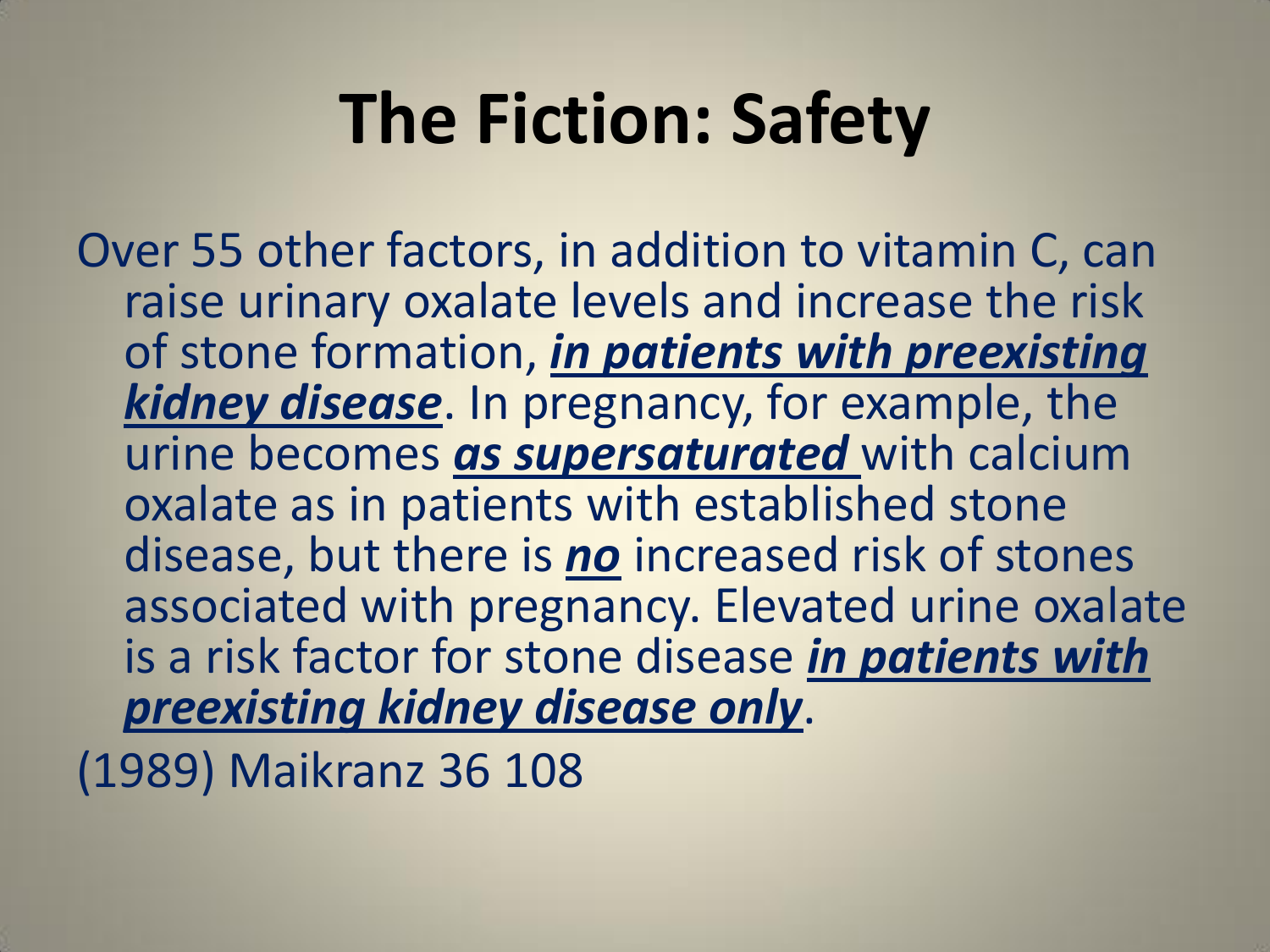# The Fiction: Safety

Over 55 other factors, in addition to vitamin C, can raise urinary oxalate levels and increase the risk of stone formation, ***<u>in patients with preexisting kidney disease</u>***. In pregnancy, for example, the urine becomes ***<u>as supersaturated</u>*** with calcium oxalate as in patients with established stone disease, but there is ***<u>no</u>*** increased risk of stones associated with pregnancy. Elevated urine oxalate is a risk factor for stone disease ***<u>in patients with preexisting kidney disease only</u>***.

(1989) Maikranz 36 108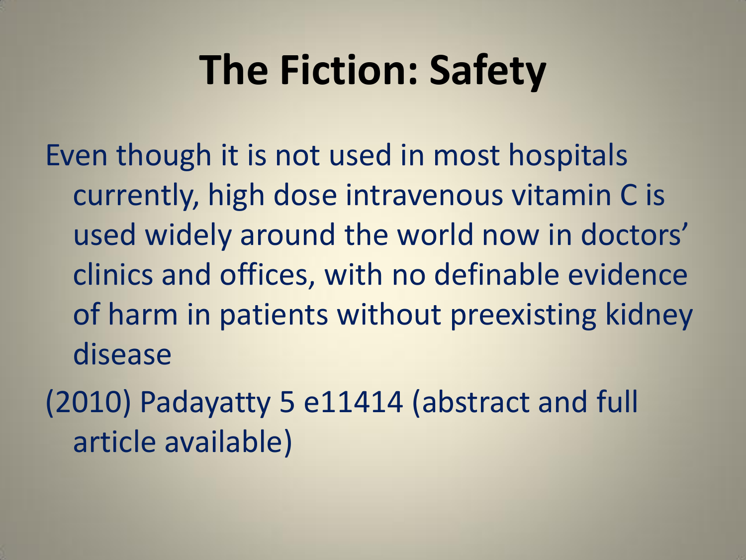# The Fiction: Safety

Even though it is not used in most hospitals currently, high dose intravenous vitamin C is used widely around the world now in doctors' clinics and offices, with no definable evidence of harm in patients without preexisting kidney disease

(2010) Padayatty 5 e11414 (abstract and full article available)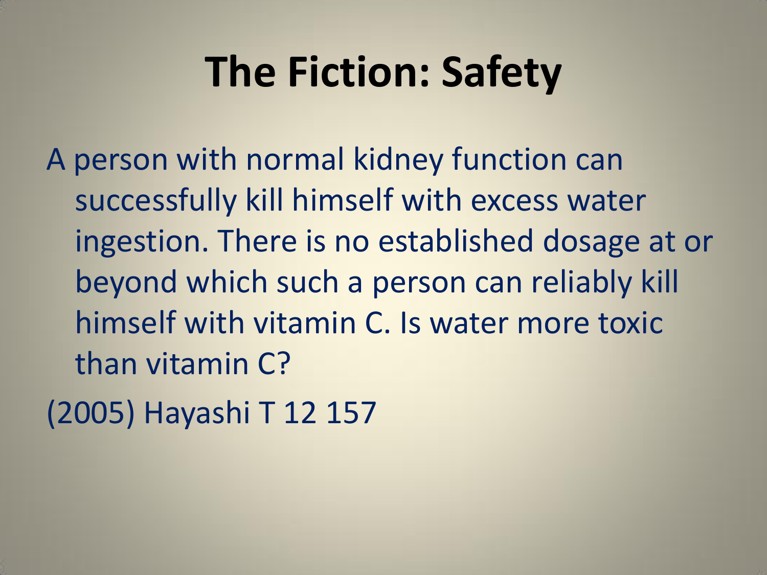# The Fiction: Safety

A person with normal kidney function can successfully kill himself with excess water ingestion. There is no established dosage at or beyond which such a person can reliably kill himself with vitamin C. Is water more toxic than vitamin C?

(2005) Hayashi T 12 157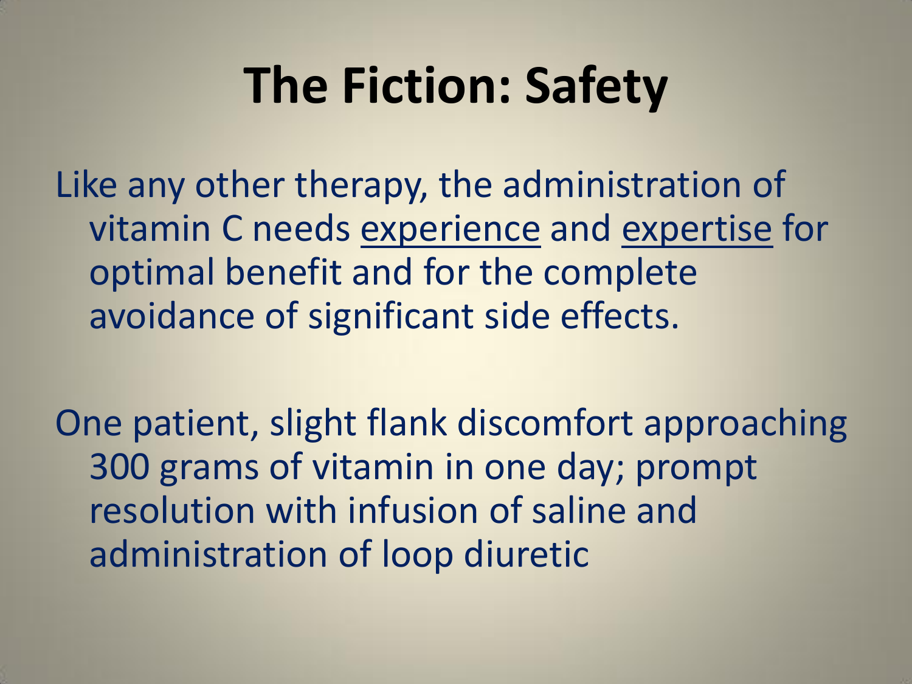# The Fiction: Safety

Like any other therapy, the administration of vitamin C needs <u>experience</u> and <u>expertise</u> for optimal benefit and for the complete avoidance of significant side effects.

One patient, slight flank discomfort approaching 300 grams of vitamin in one day; prompt resolution with infusion of saline and administration of loop diuretic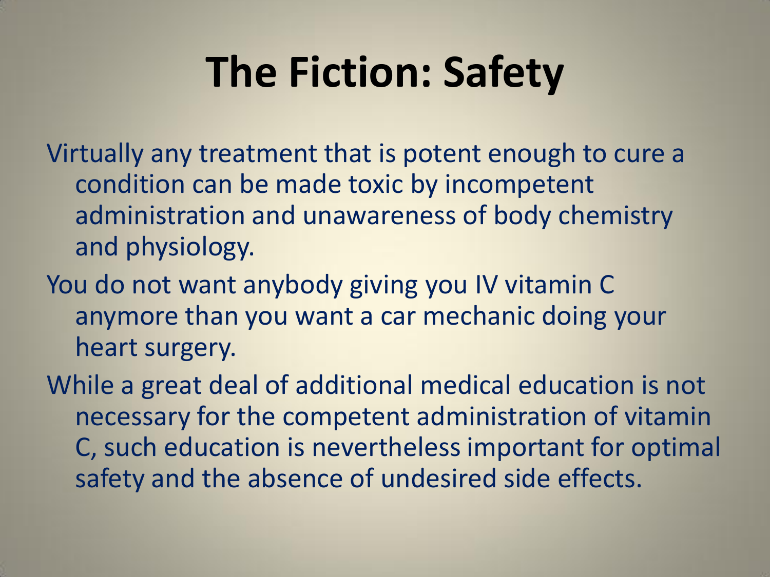# The Fiction: Safety

Virtually any treatment that is potent enough to cure a condition can be made toxic by incompetent administration and unawareness of body chemistry and physiology.

You do not want anybody giving you IV vitamin C anymore than you want a car mechanic doing your heart surgery.

While a great deal of additional medical education is not necessary for the competent administration of vitamin C, such education is nevertheless important for optimal safety and the absence of undesired side effects.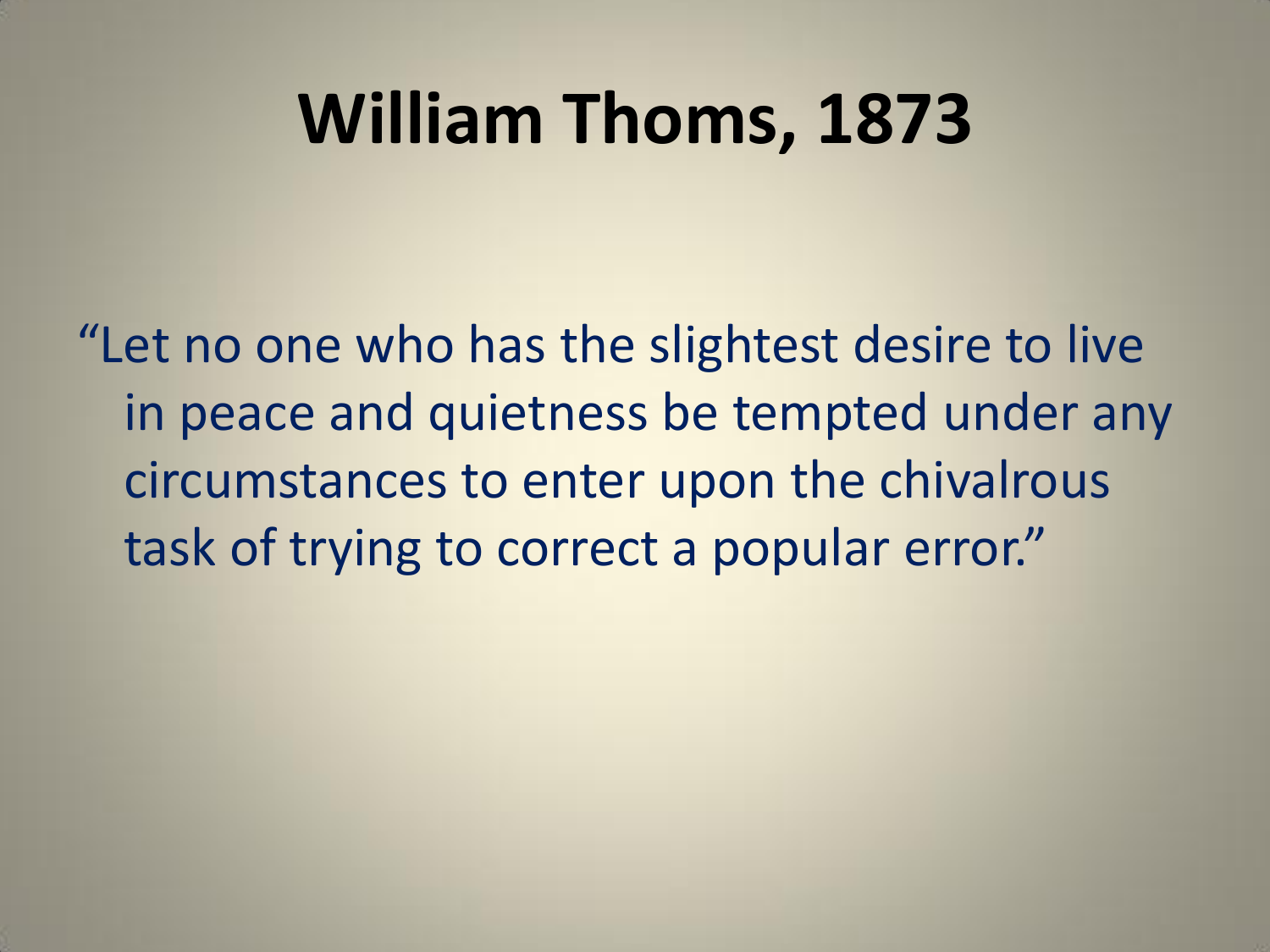# William Thoms, 1873

"Let no one who has the slightest desire to live in peace and quietness be tempted under any circumstances to enter upon the chivalrous task of trying to correct a popular error."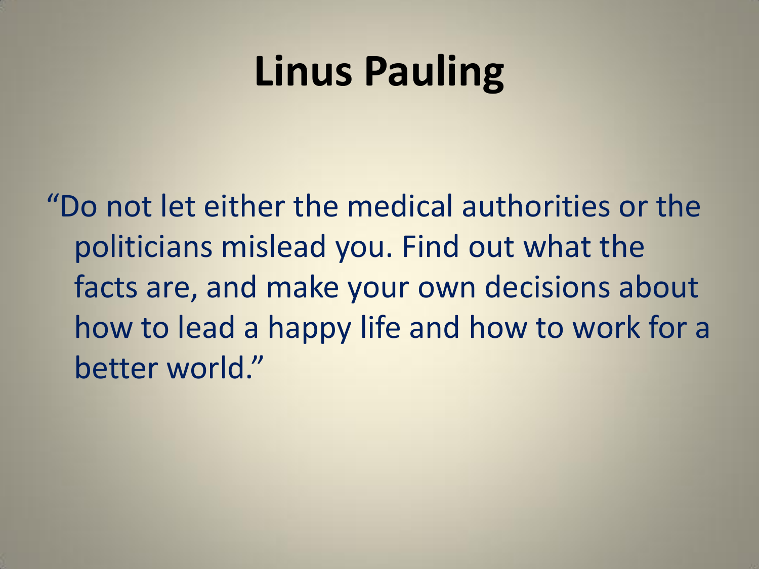# Linus Pauling

"Do not let either the medical authorities or the politicians mislead you. Find out what the facts are, and make your own decisions about how to lead a happy life and how to work for a better world."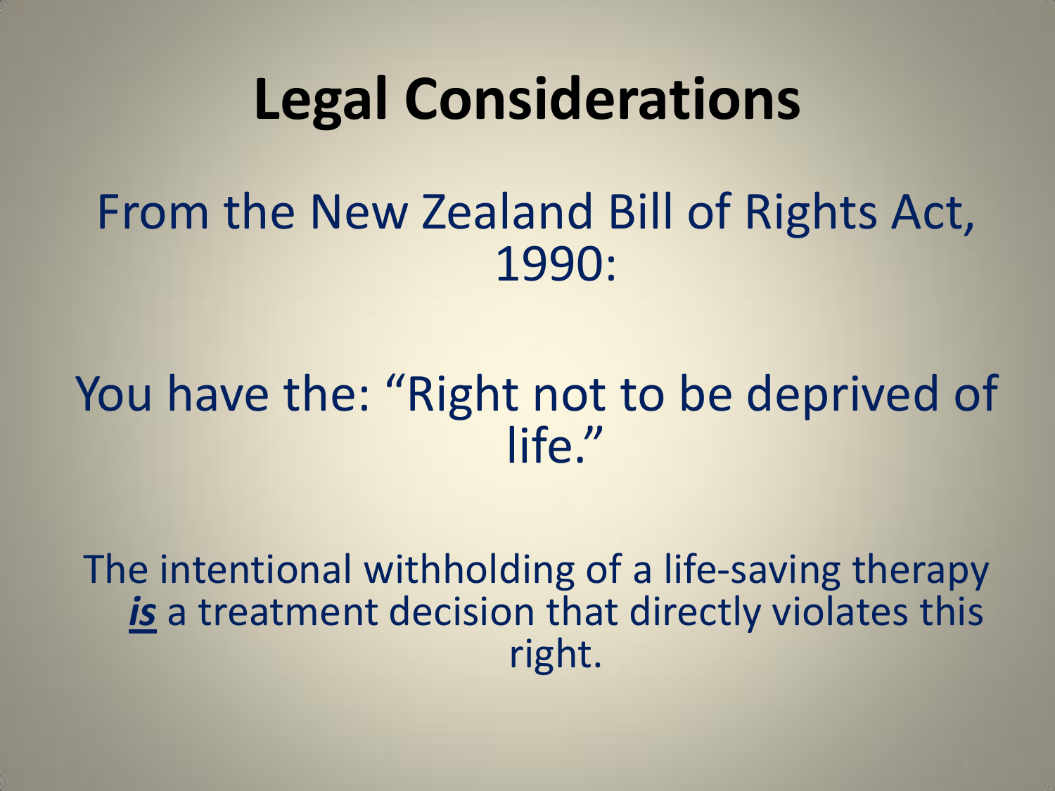# Legal Considerations

From the New Zealand Bill of Rights Act, 1990:

You have the: “Right not to be deprived of life.”

The intentional withholding of a life-saving therapy ***is*** a treatment decision that directly violates this right.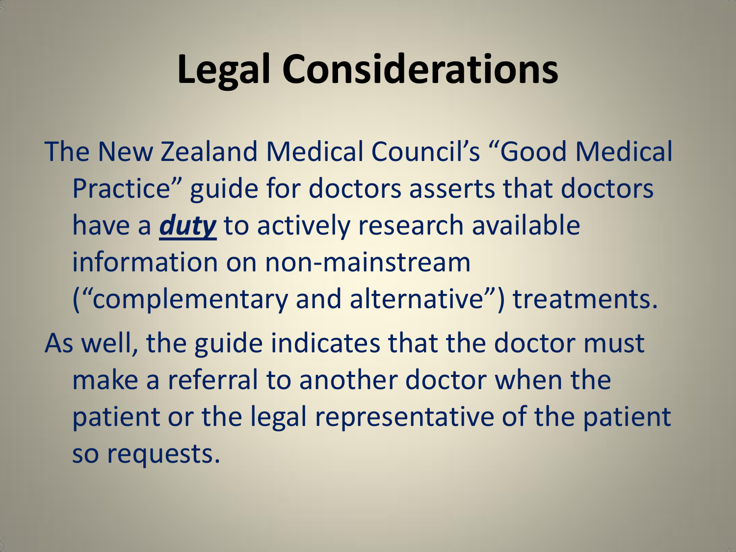# Legal Considerations

The New Zealand Medical Council's "Good Medical Practice" guide for doctors asserts that doctors have a ***duty*** to actively research available information on non-mainstream ("complementary and alternative") treatments.

As well, the guide indicates that the doctor must make a referral to another doctor when the patient or the legal representative of the patient so requests.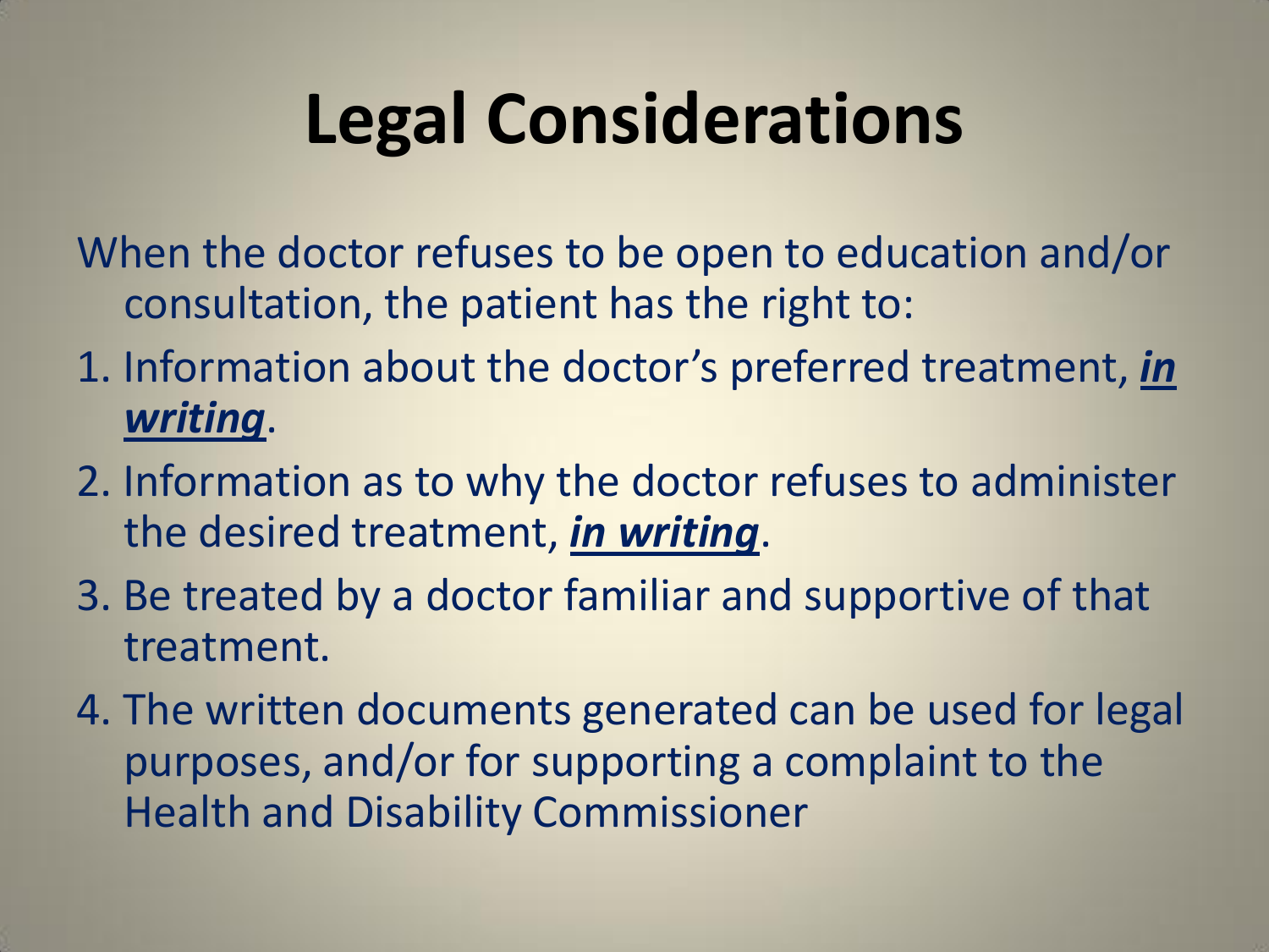# Legal Considerations

When the doctor refuses to be open to education and/or consultation, the patient has the right to:

1. Information about the doctor's preferred treatment, ***in writing***.
2. Information as to why the doctor refuses to administer the desired treatment, ***in writing***.
3. Be treated by a doctor familiar and supportive of that treatment.
4. The written documents generated can be used for legal purposes, and/or for supporting a complaint to the Health and Disability Commissioner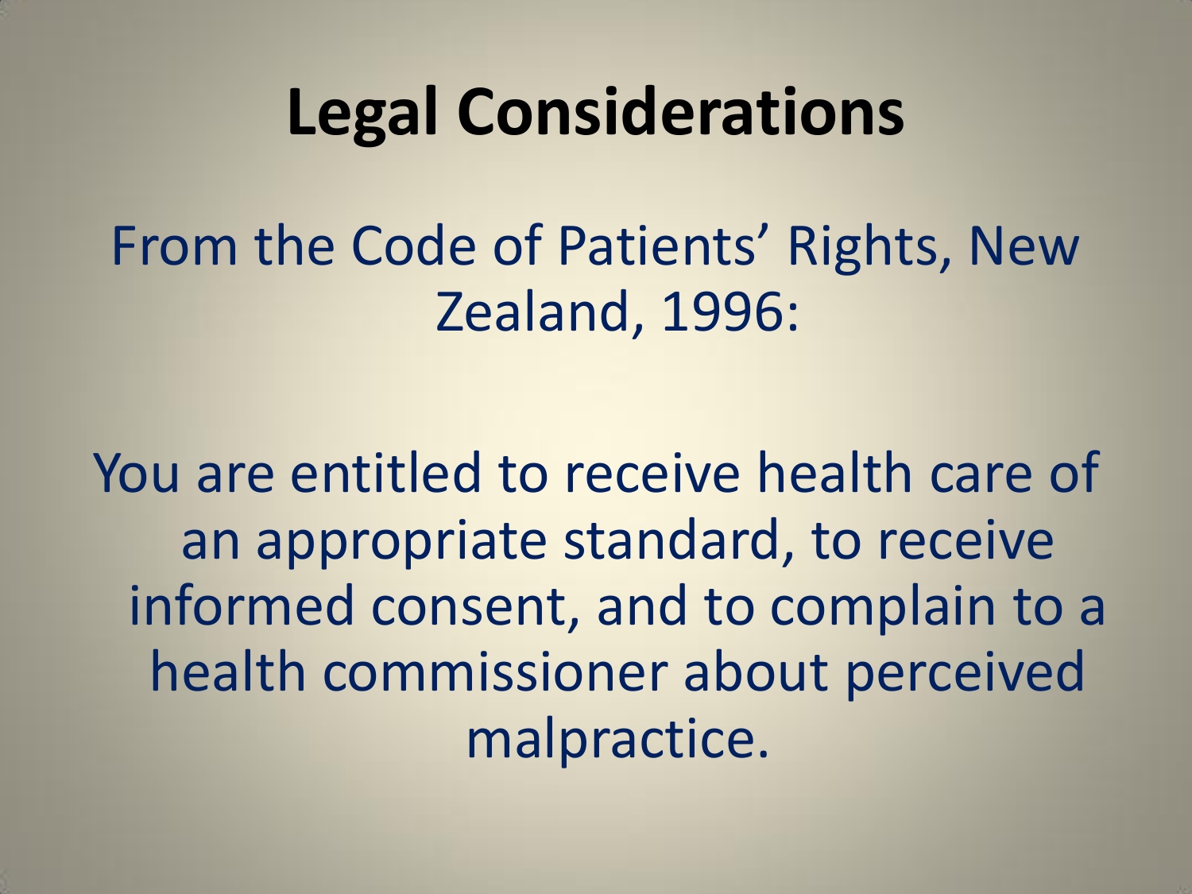# Legal Considerations

From the Code of Patients' Rights, New Zealand, 1996:

You are entitled to receive health care of an appropriate standard, to receive informed consent, and to complain to a health commissioner about perceived malpractice.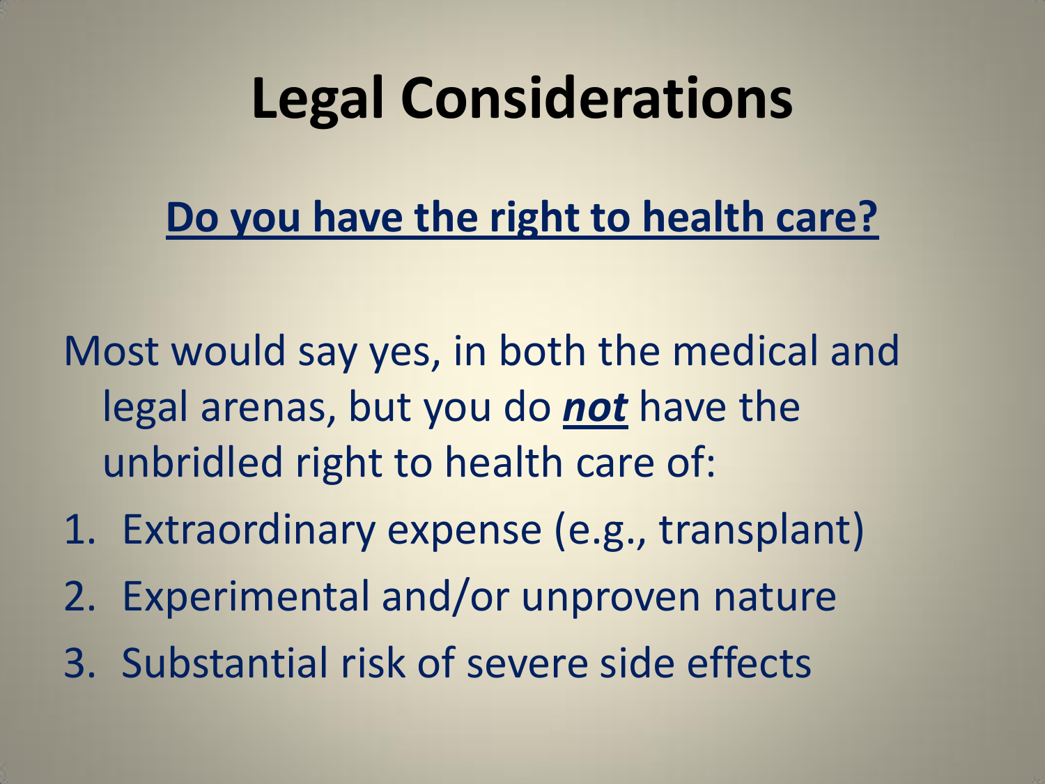# Legal Considerations

**Do you have the right to health care?**

Most would say yes, in both the medical and legal arenas, but you do ***not*** have the unbridled right to health care of:

1. Extraordinary expense (e.g., transplant)
2. Experimental and/or unproven nature
3. Substantial risk of severe side effects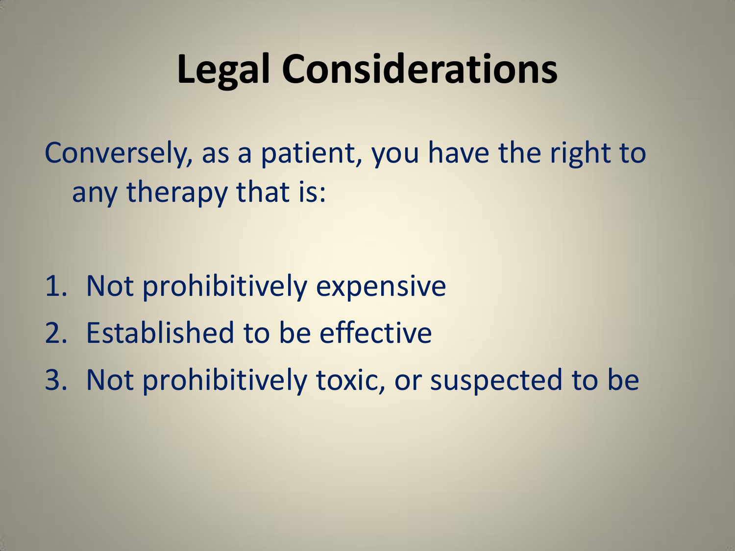# Legal Considerations

Conversely, as a patient, you have the right to any therapy that is:

1. Not prohibitively expensive
2. Established to be effective
3. Not prohibitively toxic, or suspected to be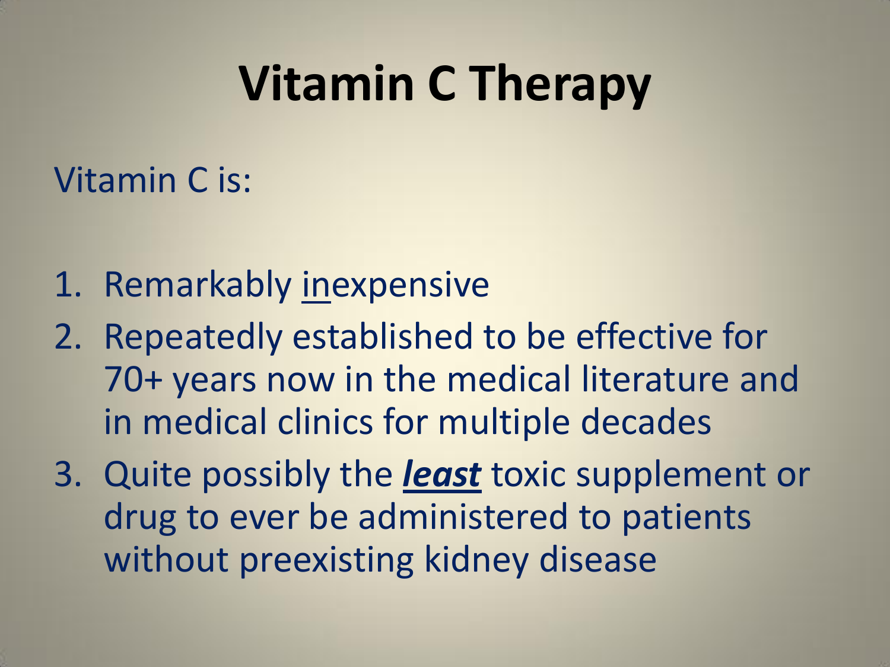# Vitamin C Therapy

Vitamin C is:

1. Remarkably <u>in</u>expensive
2. Repeatedly established to be effective for 70+ years now in the medical literature and in medical clinics for multiple decades
3. Quite possibly the ***<u>least</u>*** toxic supplement or drug to ever be administered to patients without preexisting kidney disease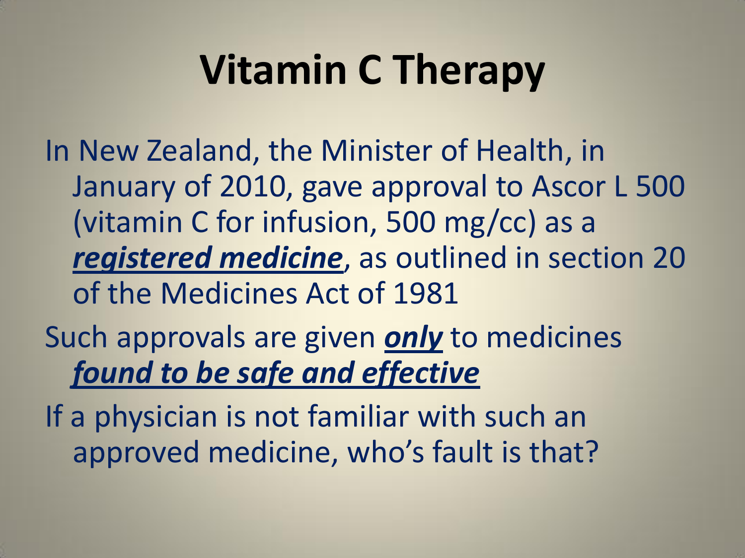# Vitamin C Therapy

In New Zealand, the Minister of Health, in January of 2010, gave approval to Ascor L 500 (vitamin C for infusion, 500 mg/cc) as a ***registered medicine***, as outlined in section 20 of the Medicines Act of 1981

Such approvals are given ***only*** to medicines ***found to be safe and effective***

If a physician is not familiar with such an approved medicine, who's fault is that?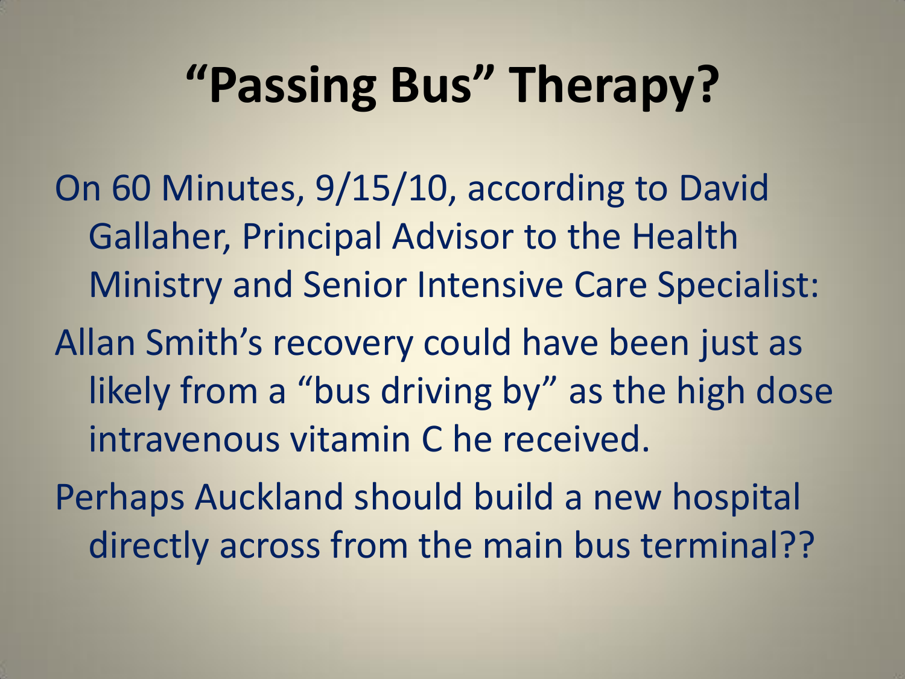# "Passing Bus" Therapy?

On 60 Minutes, 9/15/10, according to David Gallaher, Principal Advisor to the Health Ministry and Senior Intensive Care Specialist:

Allan Smith's recovery could have been just as likely from a "bus driving by" as the high dose intravenous vitamin C he received.

Perhaps Auckland should build a new hospital directly across from the main bus terminal??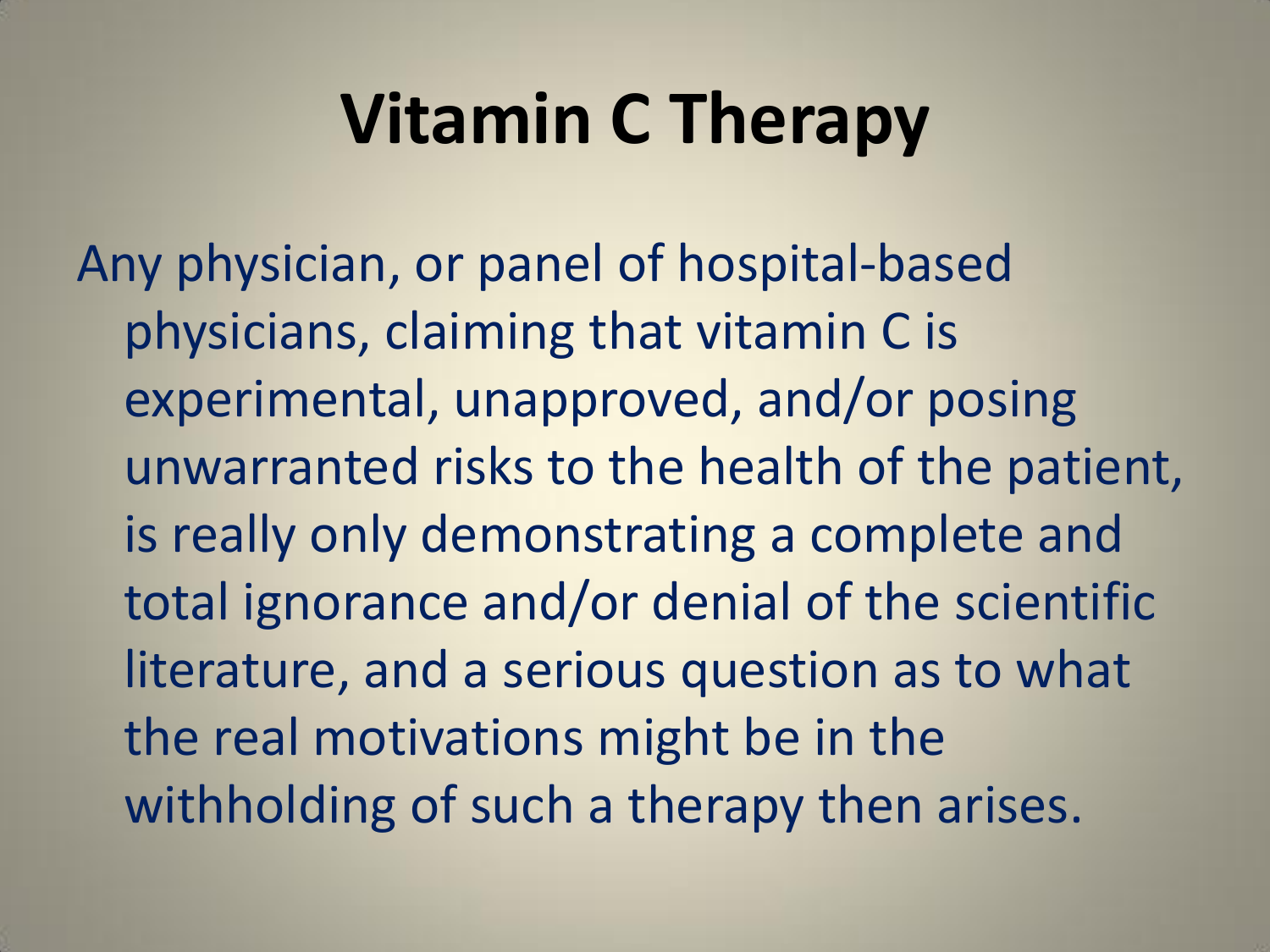# Vitamin C Therapy

Any physician, or panel of hospital-based physicians, claiming that vitamin C is experimental, unapproved, and/or posing unwarranted risks to the health of the patient, is really only demonstrating a complete and total ignorance and/or denial of the scientific literature, and a serious question as to what the real motivations might be in the withholding of such a therapy then arises.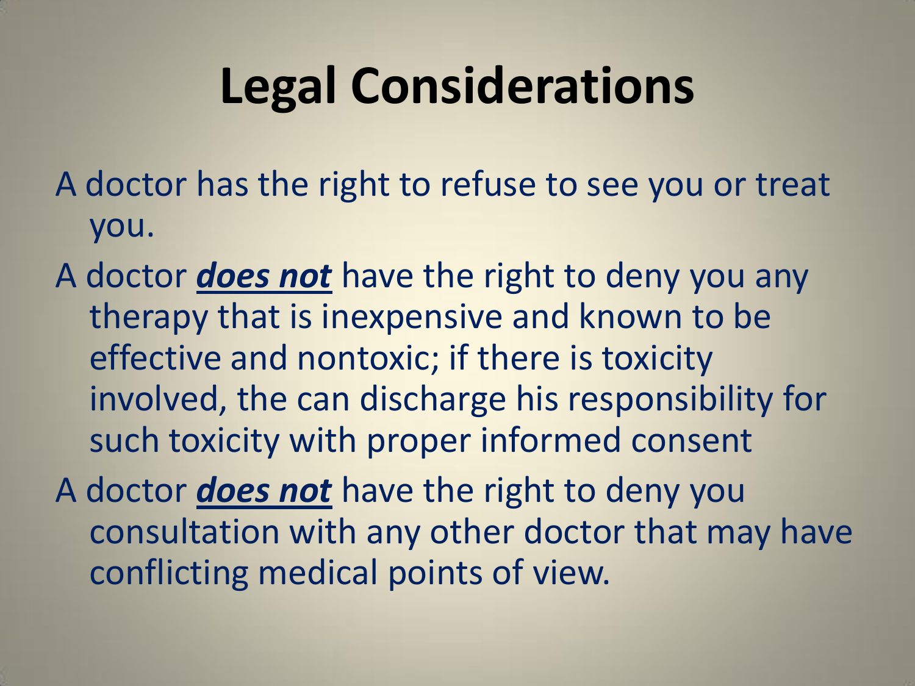# Legal Considerations

A doctor has the right to refuse to see you or treat you.

A doctor ***does not*** have the right to deny you any therapy that is inexpensive and known to be effective and nontoxic; if there is toxicity involved, the can discharge his responsibility for such toxicity with proper informed consent

A doctor ***does not*** have the right to deny you consultation with any other doctor that may have conflicting medical points of view.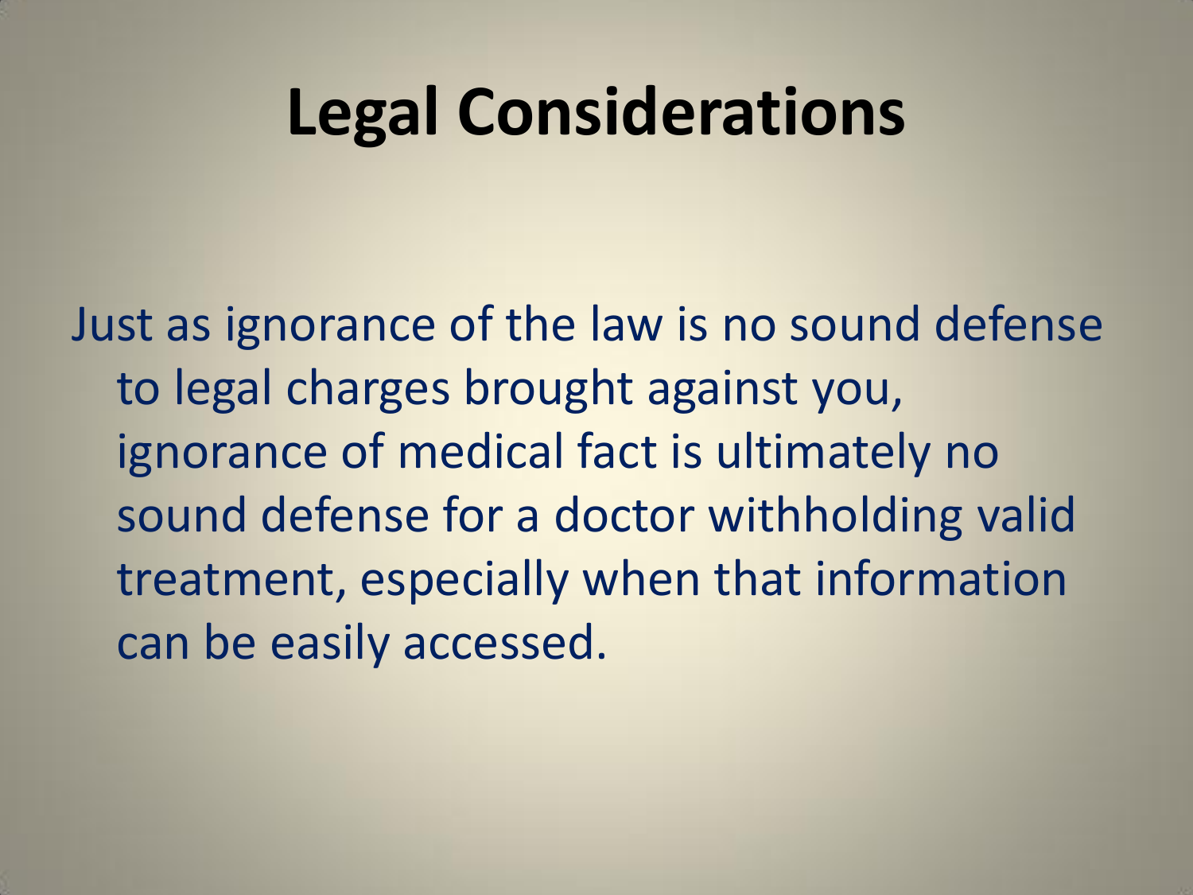# Legal Considerations

Just as ignorance of the law is no sound defense to legal charges brought against you, ignorance of medical fact is ultimately no sound defense for a doctor withholding valid treatment, especially when that information can be easily accessed.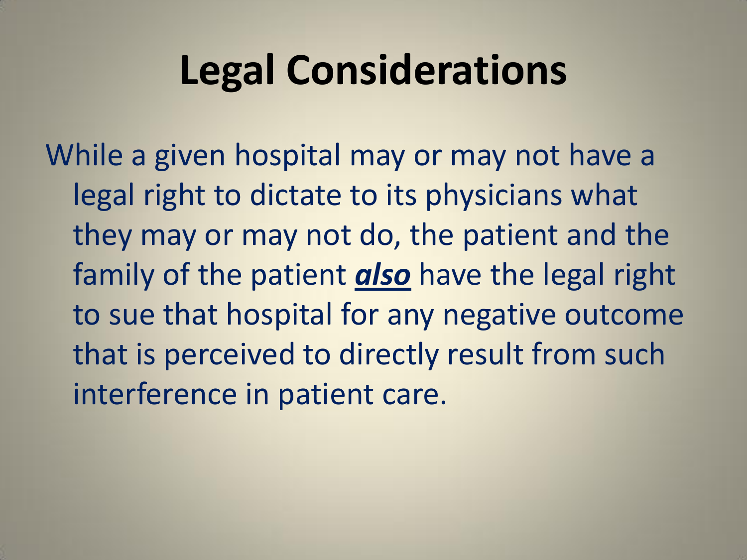# Legal Considerations

While a given hospital may or may not have a legal right to dictate to its physicians what they may or may not do, the patient and the family of the patient ***<u>also</u>*** have the legal right to sue that hospital for any negative outcome that is perceived to directly result from such interference in patient care.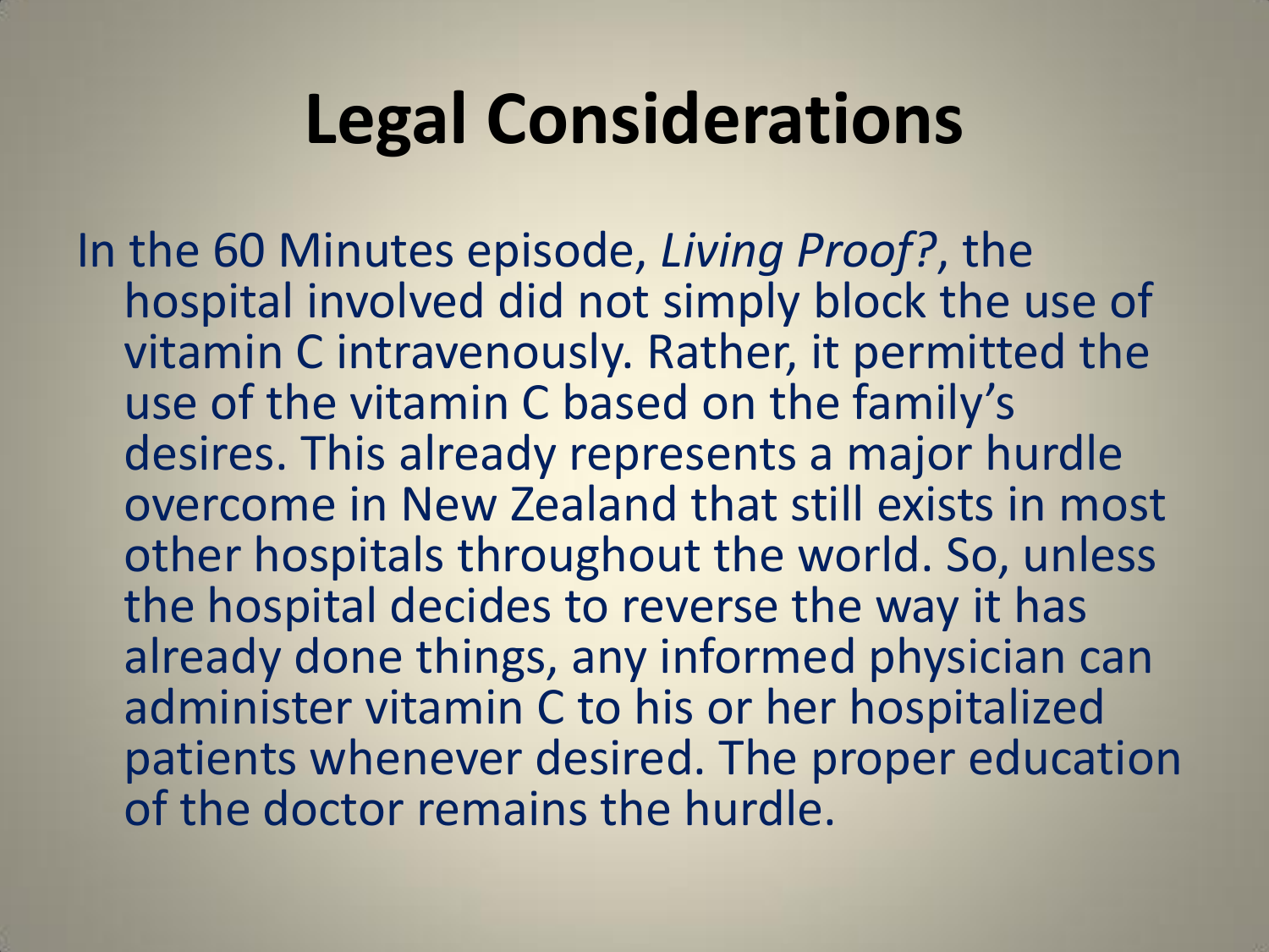# Legal Considerations

In the 60 Minutes episode, *Living Proof?*, the hospital involved did not simply block the use of vitamin C intravenously. Rather, it permitted the use of the vitamin C based on the family's desires. This already represents a major hurdle overcome in New Zealand that still exists in most other hospitals throughout the world. So, unless the hospital decides to reverse the way it has already done things, any informed physician can administer vitamin C to his or her hospitalized patients whenever desired. The proper education of the doctor remains the hurdle.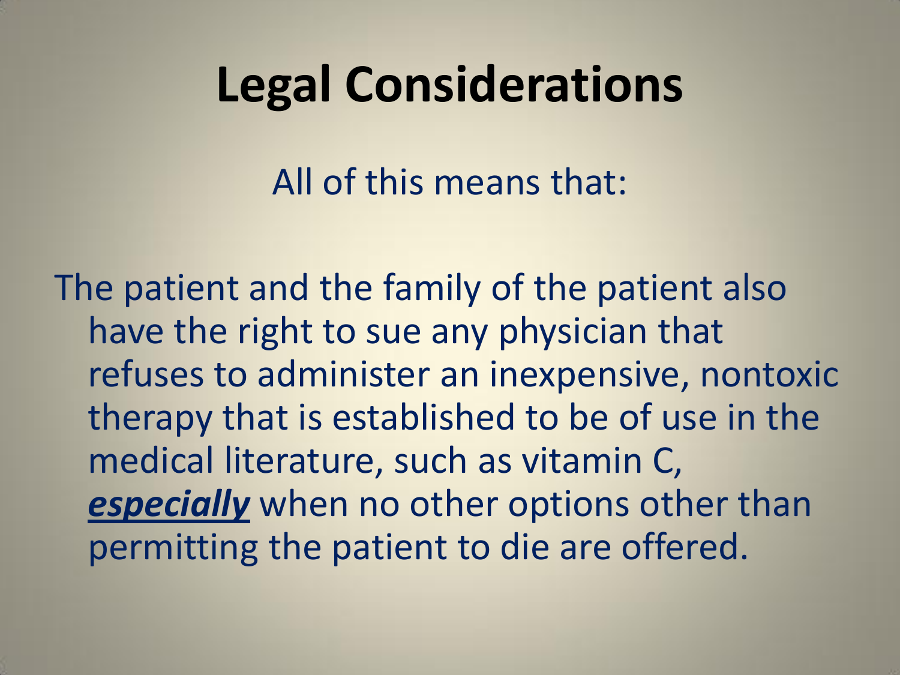# Legal Considerations

All of this means that:

The patient and the family of the patient also have the right to sue any physician that refuses to administer an inexpensive, nontoxic therapy that is established to be of use in the medical literature, such as vitamin C, ***especially*** when no other options other than permitting the patient to die are offered.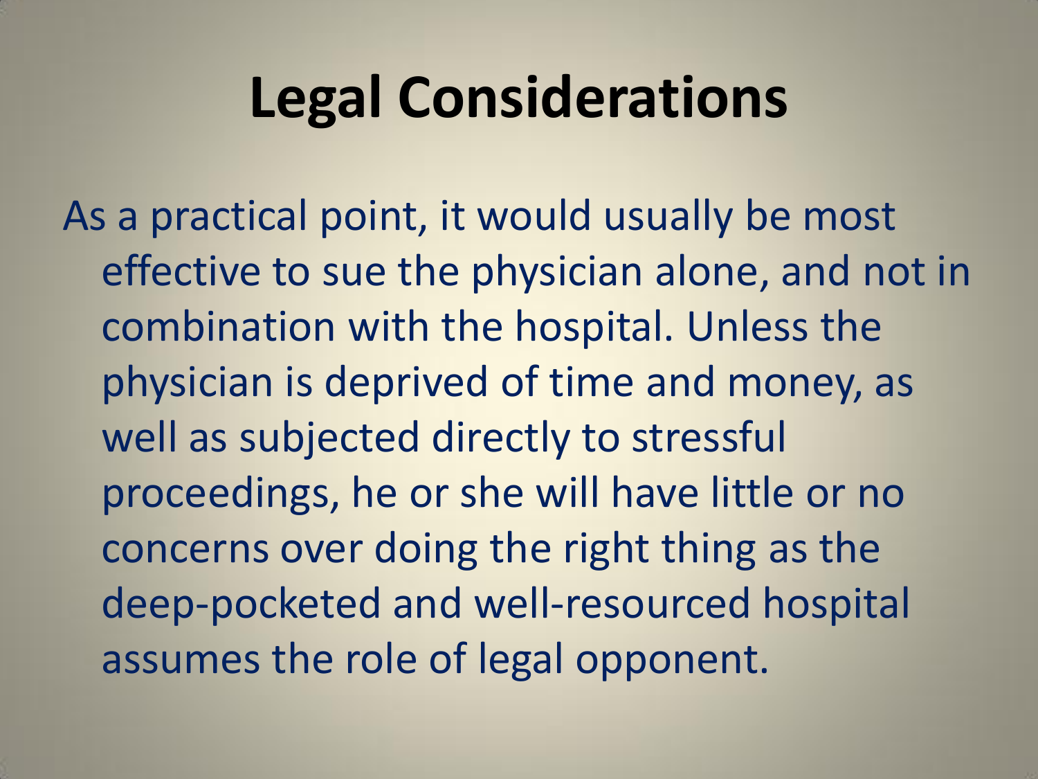# Legal Considerations

As a practical point, it would usually be most effective to sue the physician alone, and not in combination with the hospital. Unless the physician is deprived of time and money, as well as subjected directly to stressful proceedings, he or she will have little or no concerns over doing the right thing as the deep-pocketed and well-resourced hospital assumes the role of legal opponent.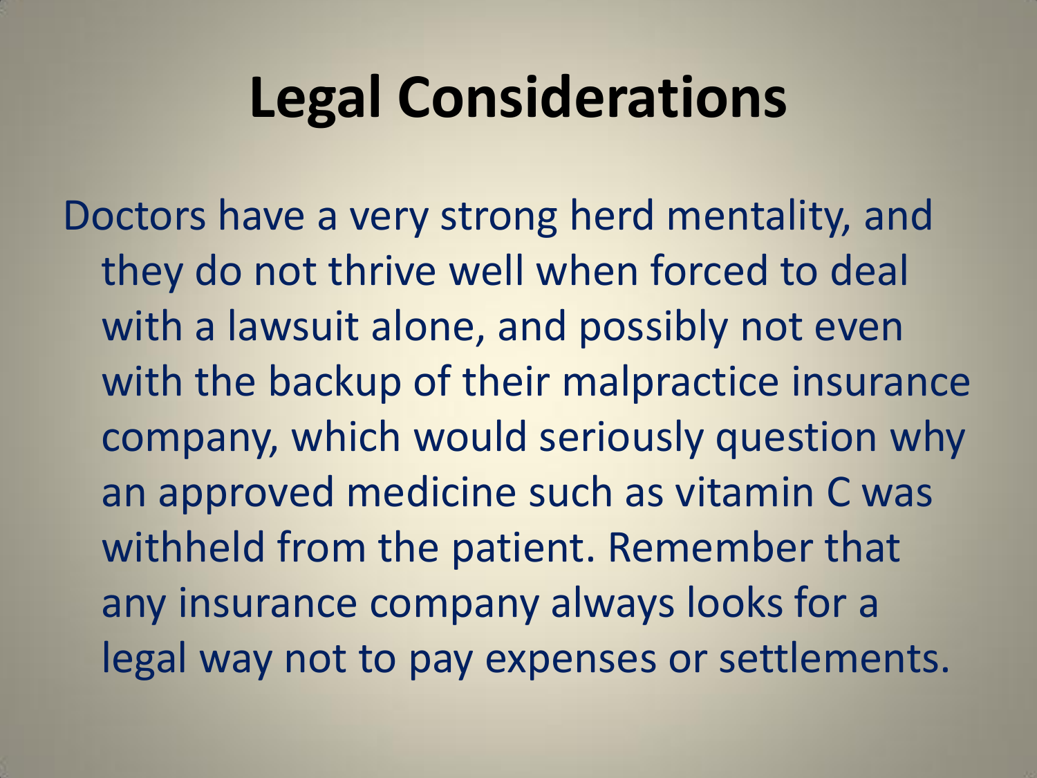# Legal Considerations

Doctors have a very strong herd mentality, and they do not thrive well when forced to deal with a lawsuit alone, and possibly not even with the backup of their malpractice insurance company, which would seriously question why an approved medicine such as vitamin C was withheld from the patient. Remember that any insurance company always looks for a legal way not to pay expenses or settlements.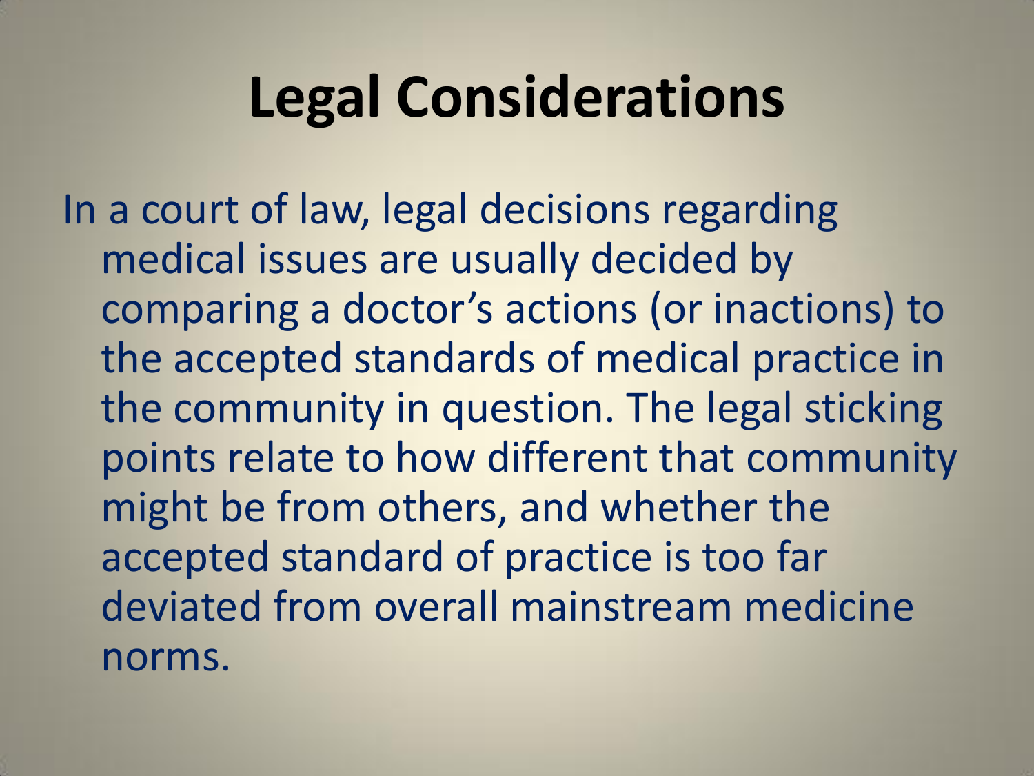# Legal Considerations

In a court of law, legal decisions regarding medical issues are usually decided by comparing a doctor's actions (or inactions) to the accepted standards of medical practice in the community in question. The legal sticking points relate to how different that community might be from others, and whether the accepted standard of practice is too far deviated from overall mainstream medicine norms.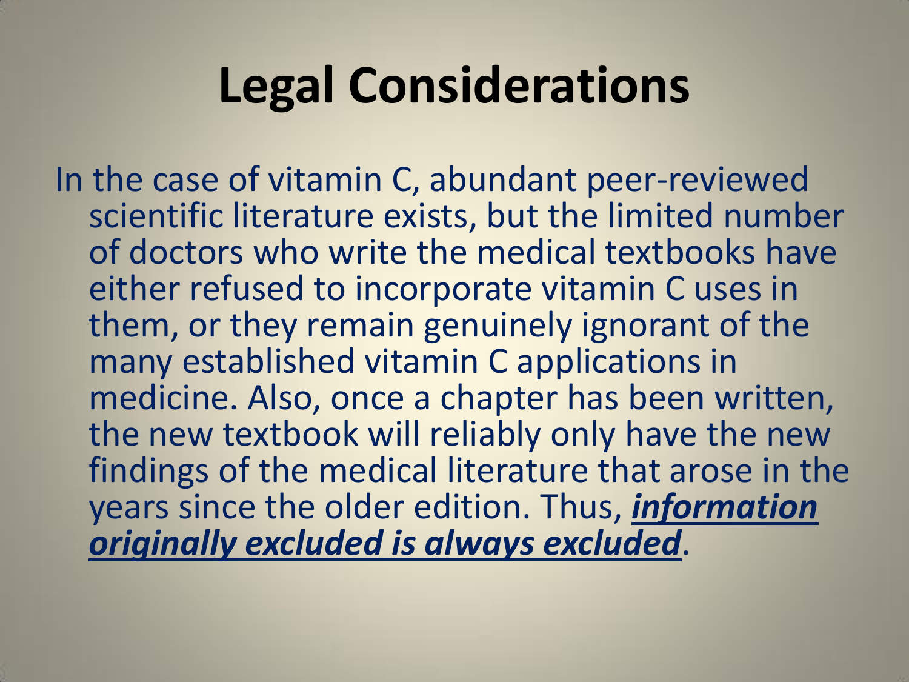# Legal Considerations

In the case of vitamin C, abundant peer-reviewed scientific literature exists, but the limited number of doctors who write the medical textbooks have either refused to incorporate vitamin C uses in them, or they remain genuinely ignorant of the many established vitamin C applications in medicine. Also, once a chapter has been written, the new textbook will reliably only have the new findings of the medical literature that arose in the years since the older edition. Thus, ***<u>information originally excluded is always excluded</u>***.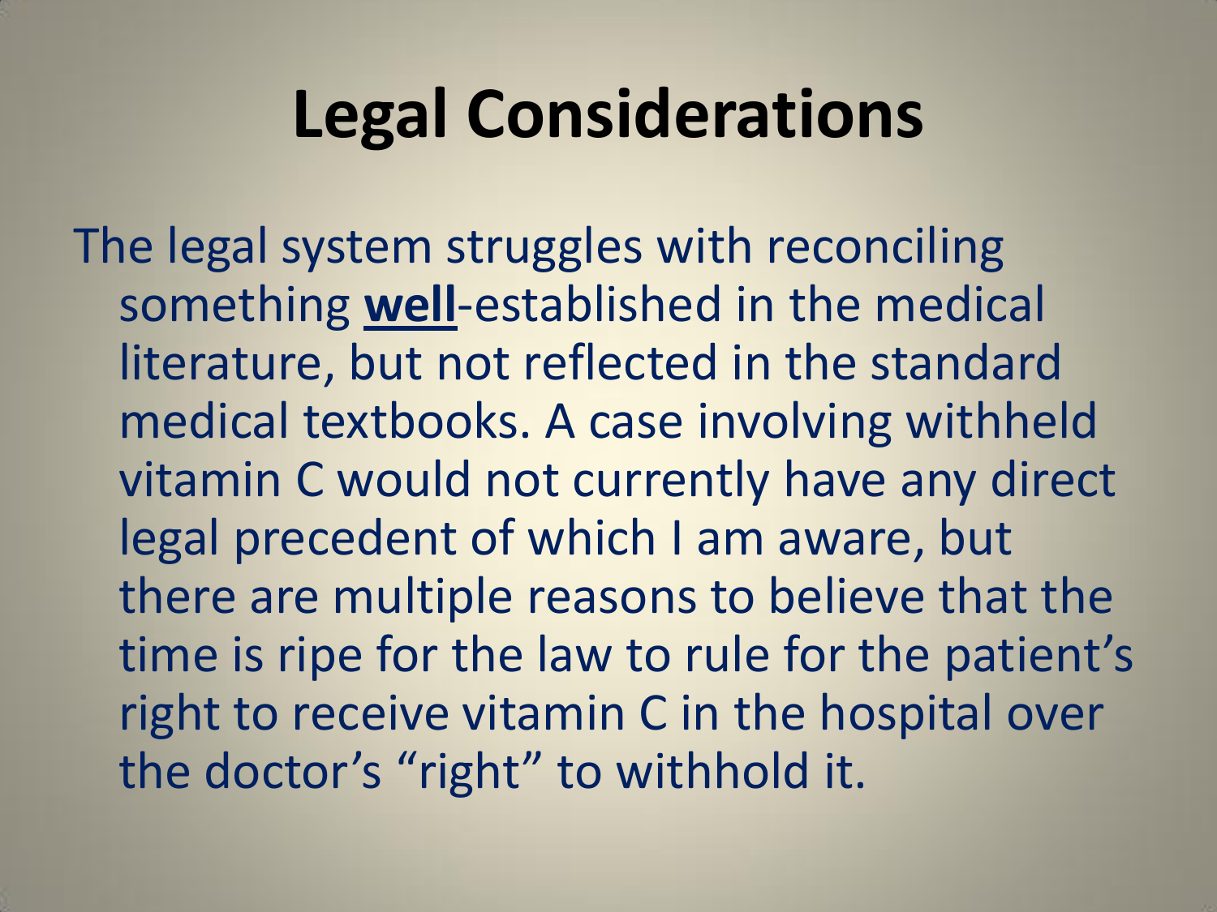# Legal Considerations

The legal system struggles with reconciling something **<u>well</u>**-established in the medical literature, but not reflected in the standard medical textbooks. A case involving withheld vitamin C would not currently have any direct legal precedent of which I am aware, but there are multiple reasons to believe that the time is ripe for the law to rule for the patient's right to receive vitamin C in the hospital over the doctor's "right" to withhold it.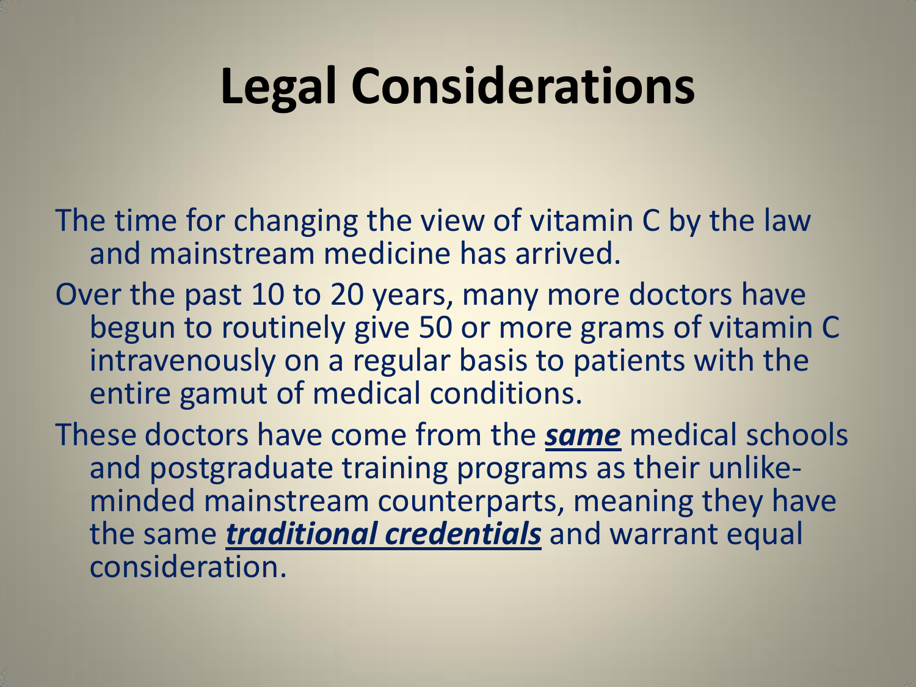# Legal Considerations

The time for changing the view of vitamin C by the law and mainstream medicine has arrived.

Over the past 10 to 20 years, many more doctors have begun to routinely give 50 or more grams of vitamin C intravenously on a regular basis to patients with the entire gamut of medical conditions.

These doctors have come from the ***same*** medical schools and postgraduate training programs as their unlike-minded mainstream counterparts, meaning they have the same ***traditional credentials*** and warrant equal consideration.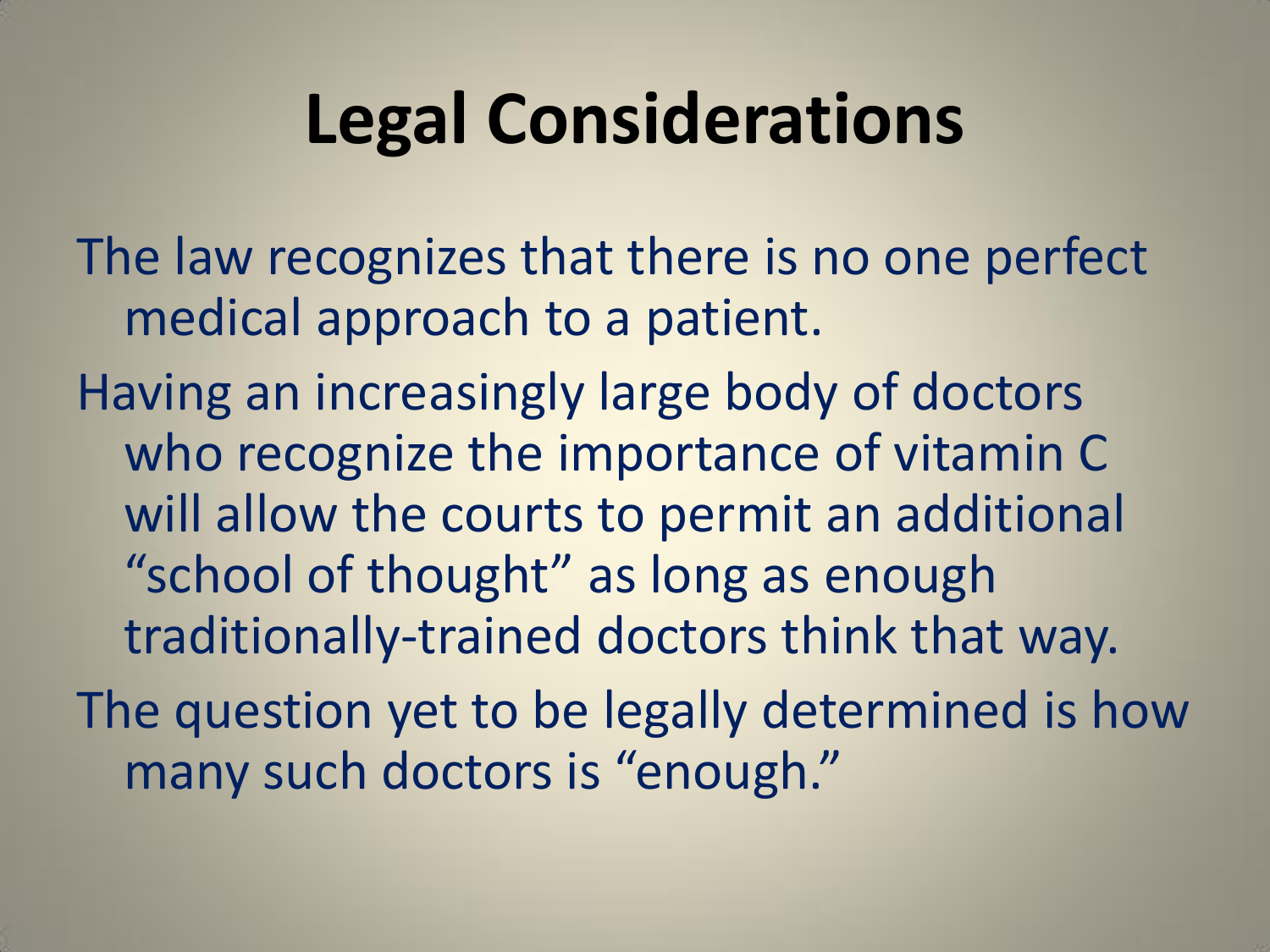# Legal Considerations

The law recognizes that there is no one perfect medical approach to a patient.

Having an increasingly large body of doctors who recognize the importance of vitamin C will allow the courts to permit an additional "school of thought" as long as enough traditionally-trained doctors think that way.

The question yet to be legally determined is how many such doctors is "enough."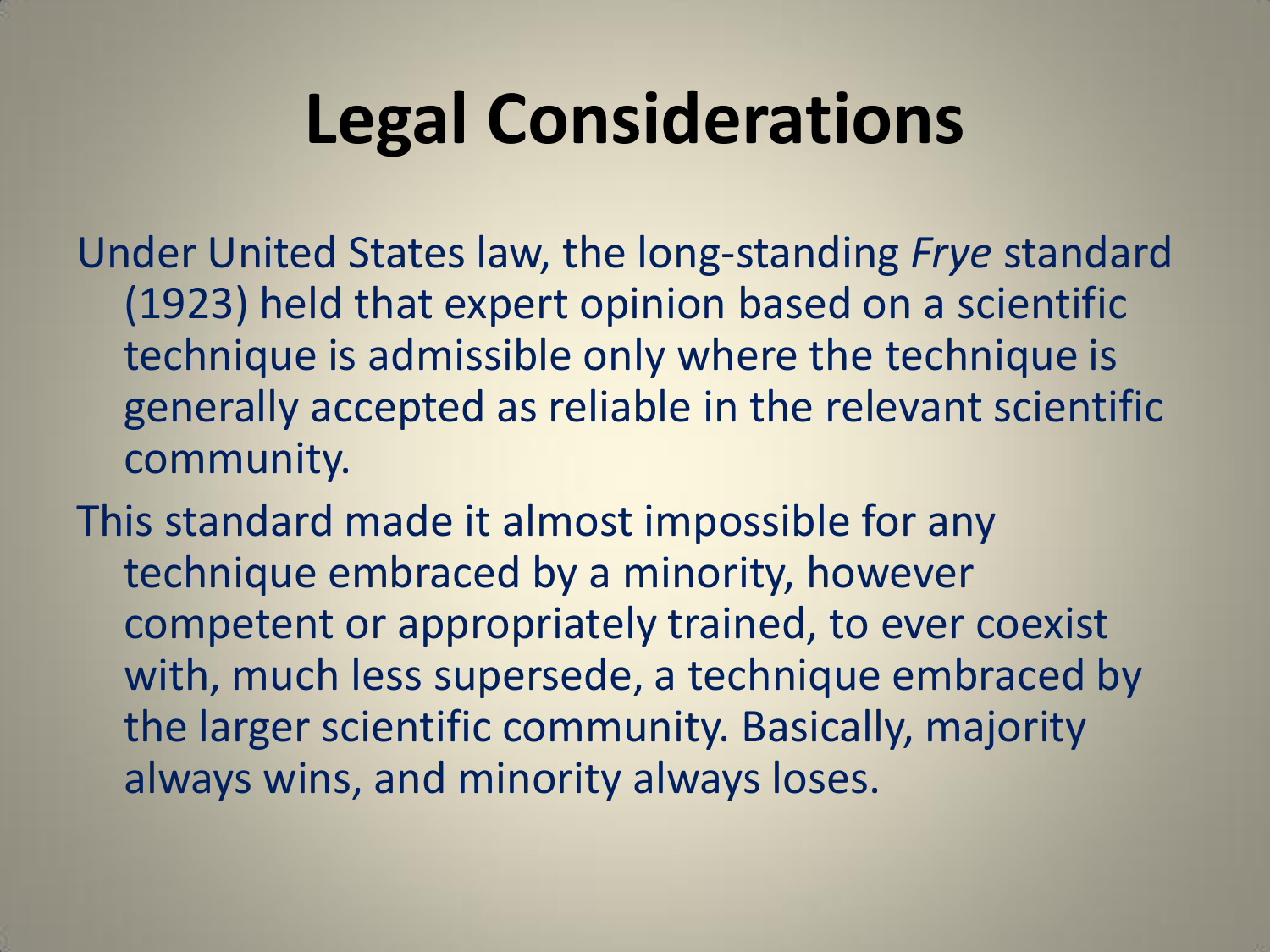# Legal Considerations

Under United States law, the long-standing *Frye* standard (1923) held that expert opinion based on a scientific technique is admissible only where the technique is generally accepted as reliable in the relevant scientific community.

This standard made it almost impossible for any technique embraced by a minority, however competent or appropriately trained, to ever coexist with, much less supersede, a technique embraced by the larger scientific community. Basically, majority always wins, and minority always loses.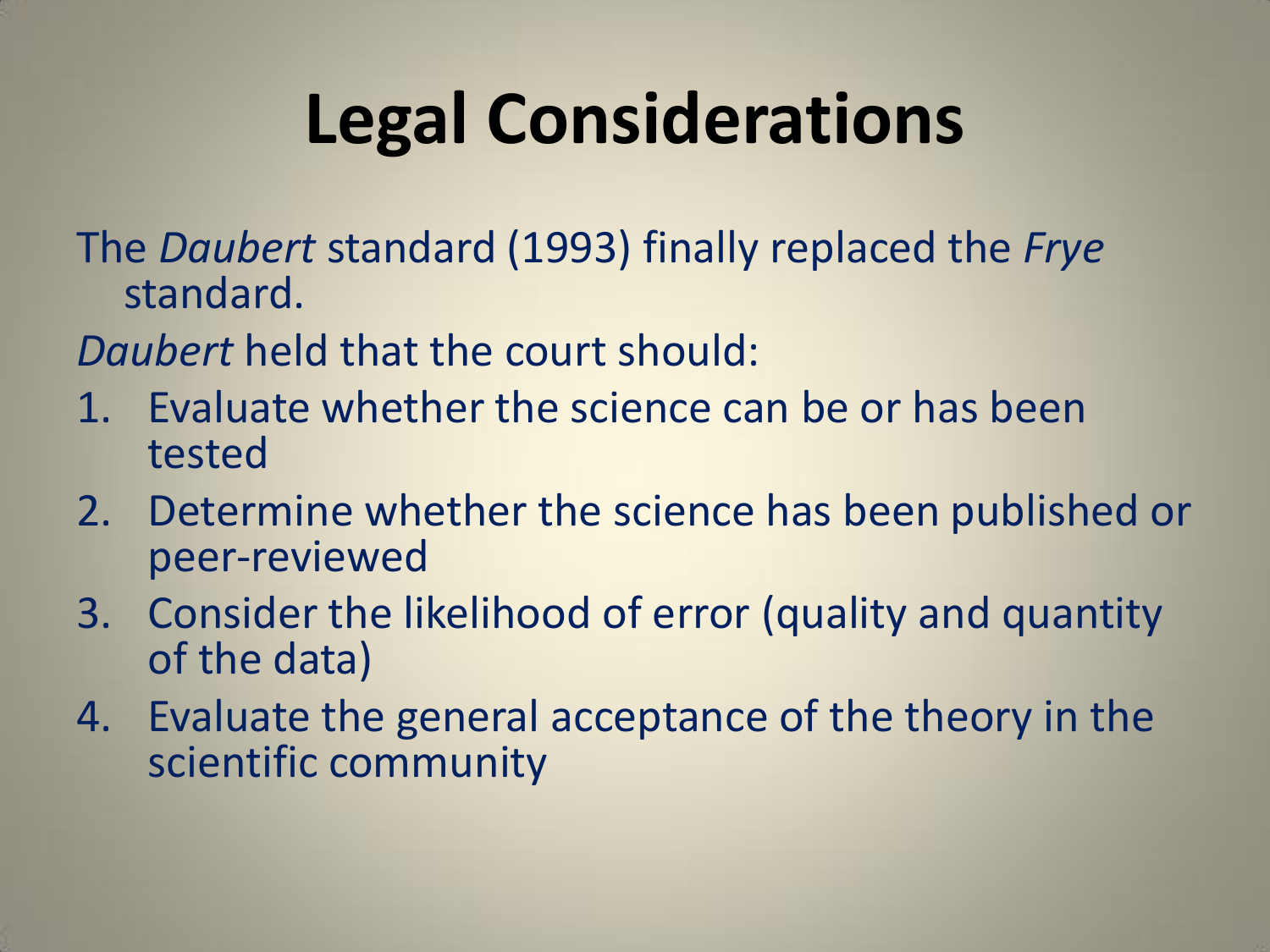# Legal Considerations

The *Daubert* standard (1993) finally replaced the *Frye* standard.

*Daubert* held that the court should:

1. Evaluate whether the science can be or has been tested
2. Determine whether the science has been published or peer-reviewed
3. Consider the likelihood of error (quality and quantity of the data)
4. Evaluate the general acceptance of the theory in the scientific community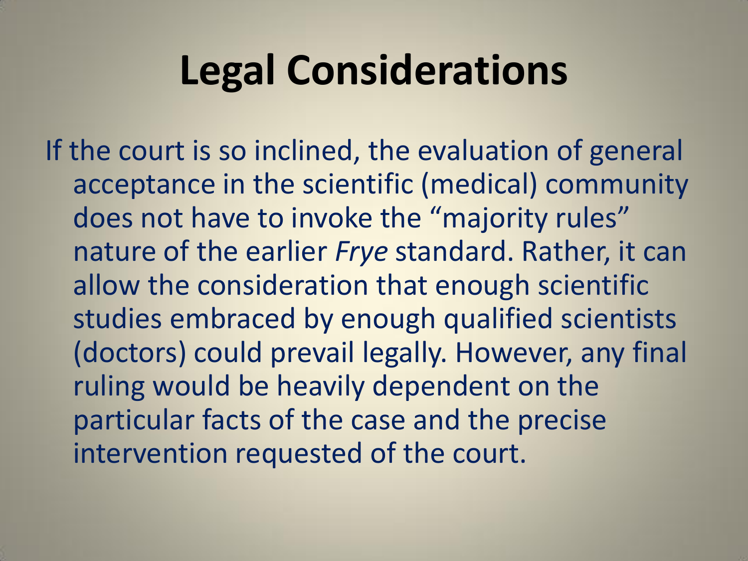# Legal Considerations

If the court is so inclined, the evaluation of general acceptance in the scientific (medical) community does not have to invoke the "majority rules" nature of the earlier *Frye* standard. Rather, it can allow the consideration that enough scientific studies embraced by enough qualified scientists (doctors) could prevail legally. However, any final ruling would be heavily dependent on the particular facts of the case and the precise intervention requested of the court.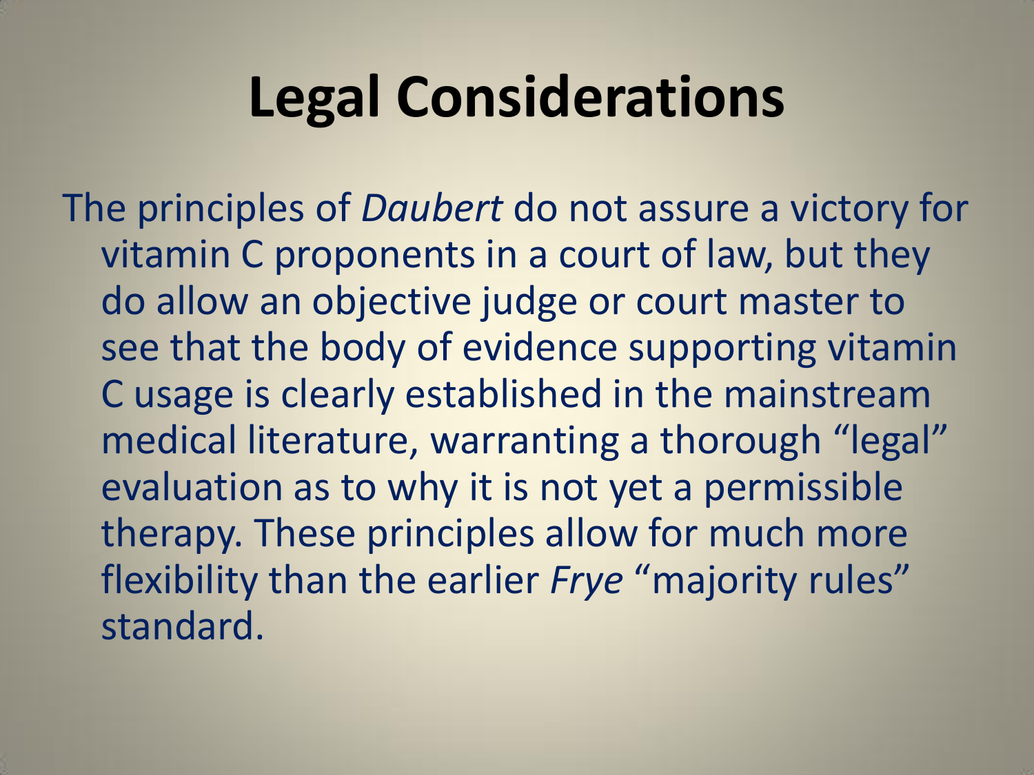# Legal Considerations

The principles of *Daubert* do not assure a victory for vitamin C proponents in a court of law, but they do allow an objective judge or court master to see that the body of evidence supporting vitamin C usage is clearly established in the mainstream medical literature, warranting a thorough "legal" evaluation as to why it is not yet a permissible therapy. These principles allow for much more flexibility than the earlier *Frye* "majority rules" standard.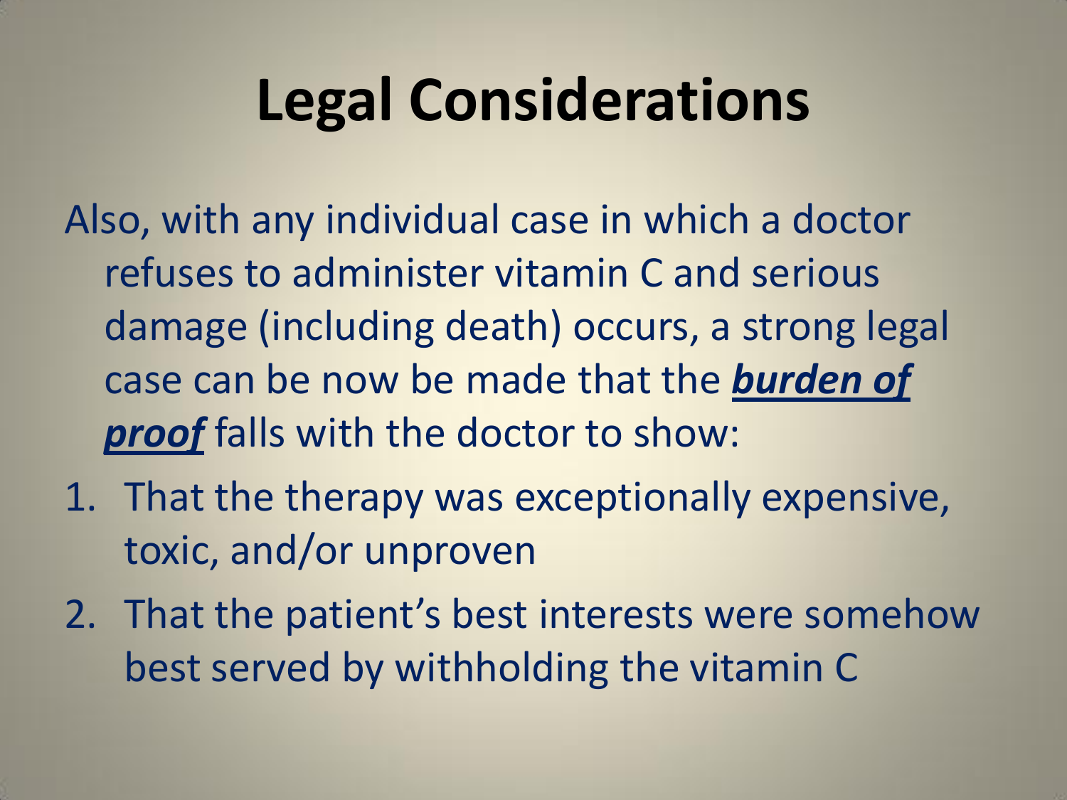# Legal Considerations

Also, with any individual case in which a doctor refuses to administer vitamin C and serious damage (including death) occurs, a strong legal case can be now be made that the ***burden of proof*** falls with the doctor to show:

1. That the therapy was exceptionally expensive, toxic, and/or unproven
2. That the patient's best interests were somehow best served by withholding the vitamin C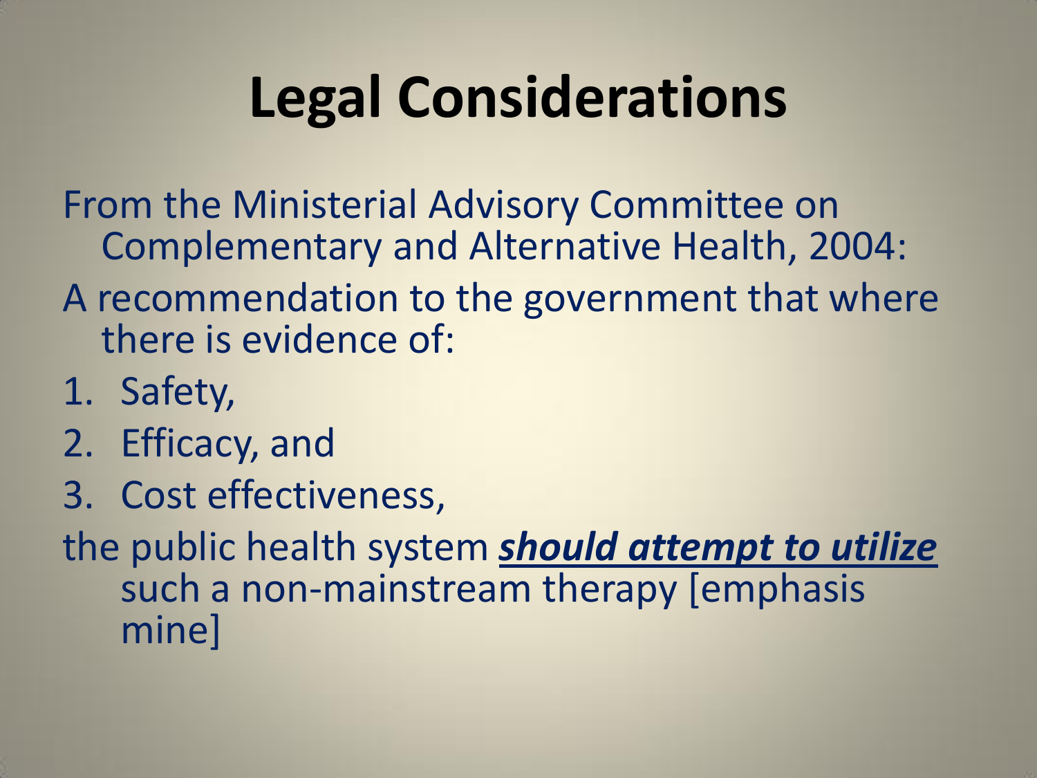# Legal Considerations

From the Ministerial Advisory Committee on Complementary and Alternative Health, 2004:

A recommendation to the government that where there is evidence of:

1. Safety,
2. Efficacy, and
3. Cost effectiveness,

the public health system <u>***should attempt to utilize***</u> such a non-mainstream therapy [emphasis mine]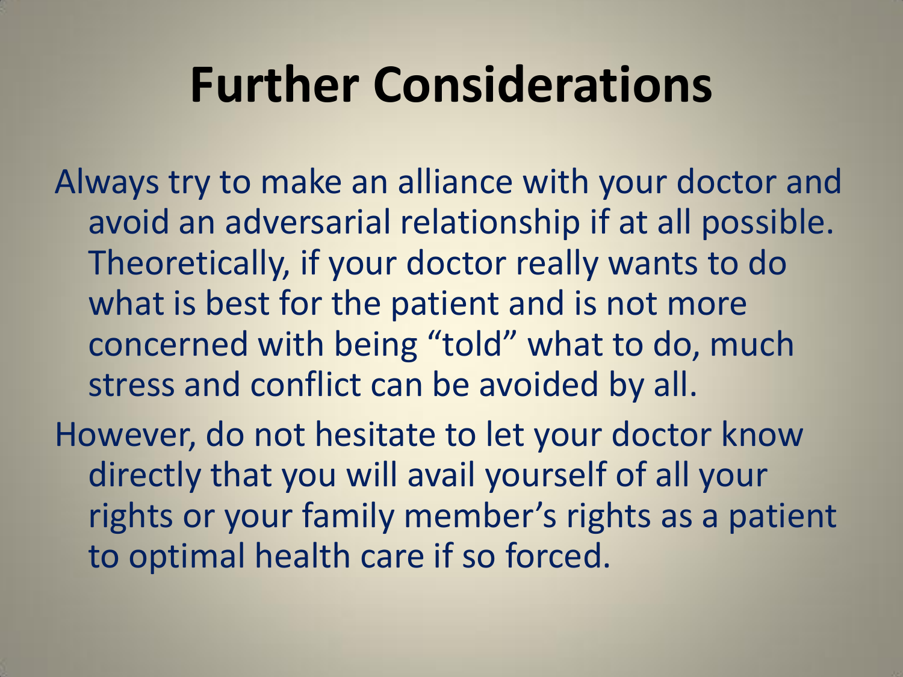# Further Considerations

Always try to make an alliance with your doctor and avoid an adversarial relationship if at all possible. Theoretically, if your doctor really wants to do what is best for the patient and is not more concerned with being "told" what to do, much stress and conflict can be avoided by all.

However, do not hesitate to let your doctor know directly that you will avail yourself of all your rights or your family member's rights as a patient to optimal health care if so forced.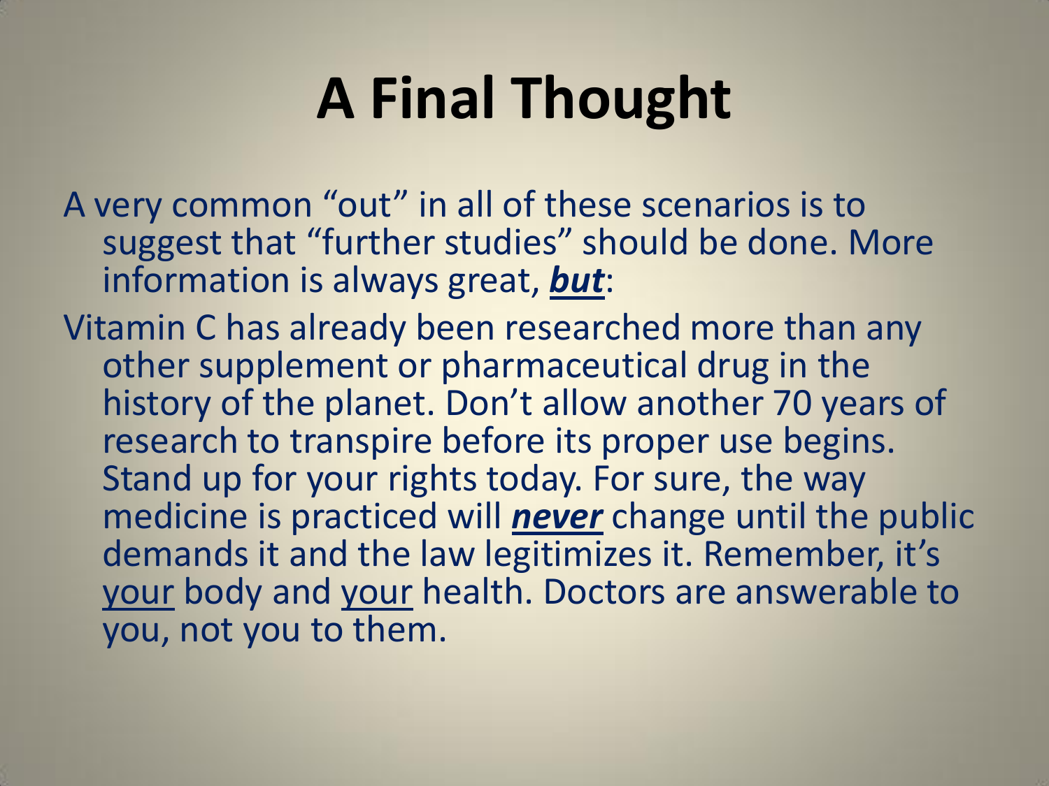# A Final Thought

A very common "out" in all of these scenarios is to suggest that "further studies" should be done. More information is always great, ***but***:

Vitamin C has already been researched more than any other supplement or pharmaceutical drug in the history of the planet. Don't allow another 70 years of research to transpire before its proper use begins. Stand up for your rights today. For sure, the way medicine is practiced will ***never*** change until the public demands it and the law legitimizes it. Remember, it's your body and your health. Doctors are answerable to you, not you to them.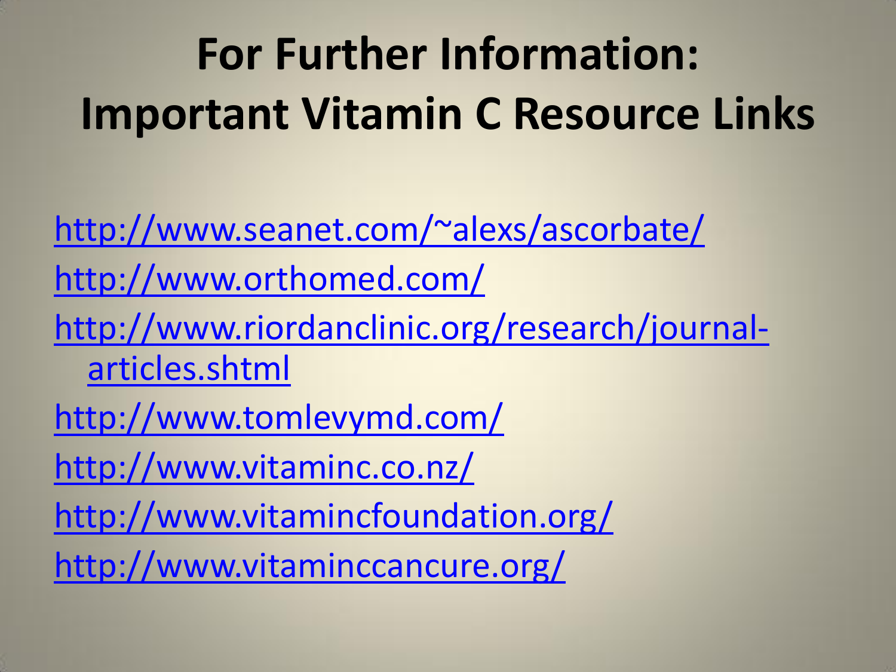# For Further Information: Important Vitamin C Resource Links

http://www.seanet.com/~alexs/ascorbate/

http://www.orthomed.com/

http://www.riordanclinic.org/research/journal-articles.shtml

http://www.tomlevymd.com/

http://www.vitaminc.co.nz/

http://www.vitamincfoundation.org/

http://www.vitamincancure.org/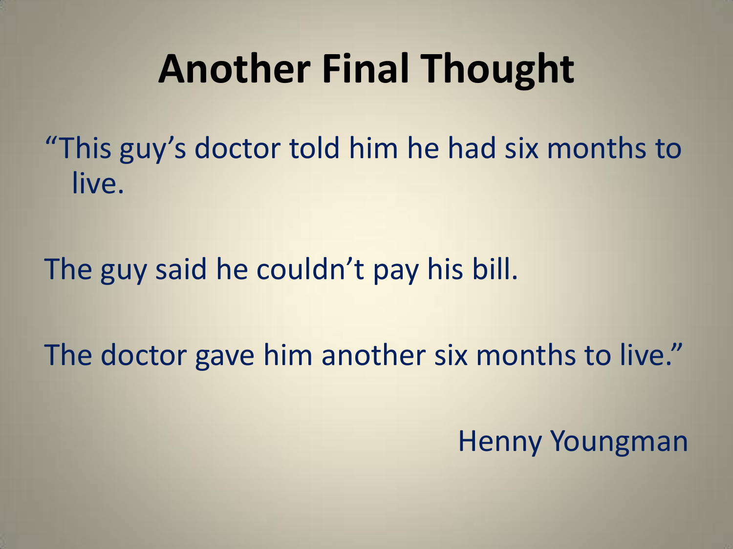# Another Final Thought

"This guy's doctor told him he had six months to live.

The guy said he couldn't pay his bill.

The doctor gave him another six months to live."

Henny Youngman